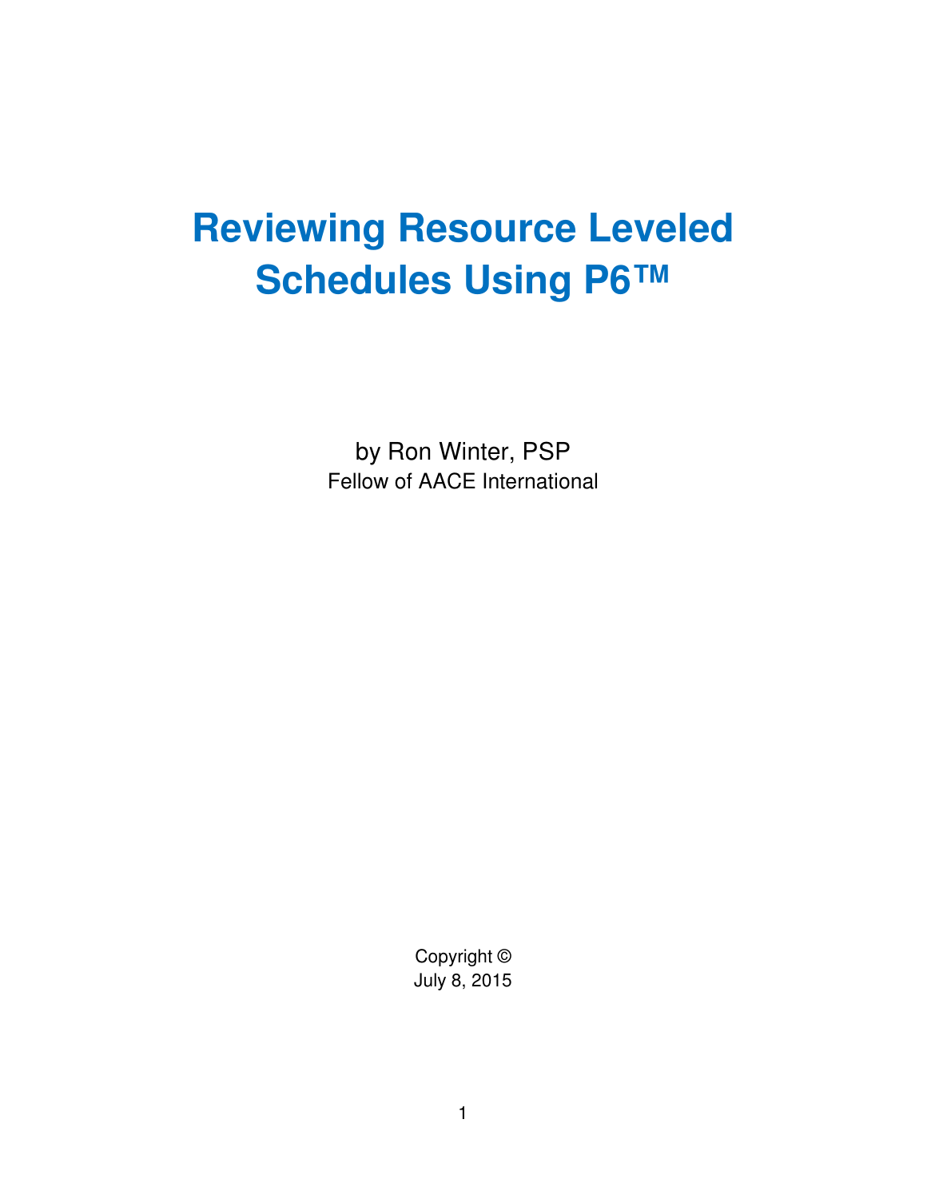# Reviewing Resource Leveled Schedules Using P6™

by Ron Winter, PSP

Fellow of AACE International

Copyright ©

July 8, 2015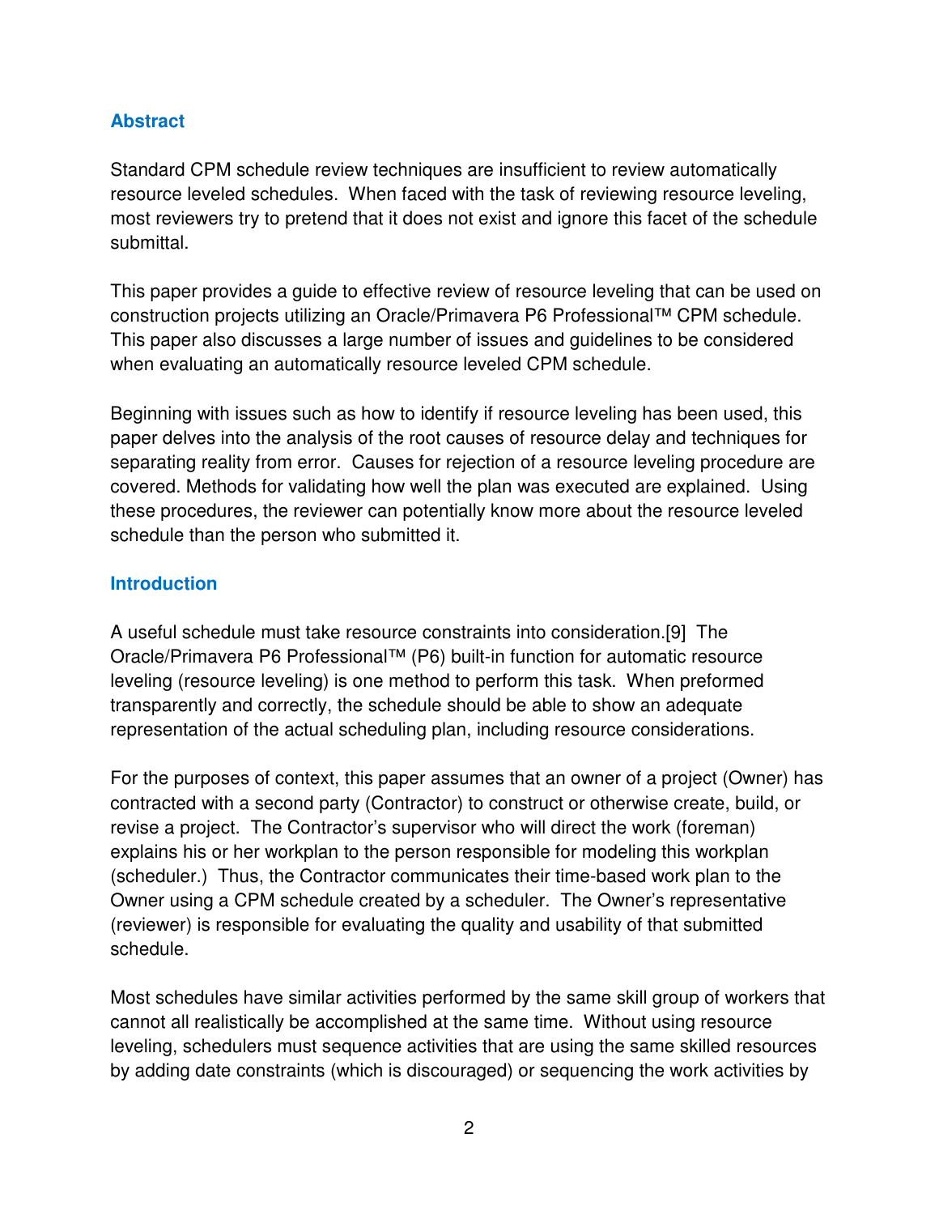## Abstract

Standard CPM schedule review techniques are insufficient to review automatically resource leveled schedules. When faced with the task of reviewing resource leveling, most reviewers try to pretend that it does not exist and ignore this facet of the schedule submittal.

This paper provides a guide to effective review of resource leveling that can be used on construction projects utilizing an Oracle/Primavera P6 Professional™ CPM schedule. This paper also discusses a large number of issues and guidelines to be considered when evaluating an automatically resource leveled CPM schedule.

Beginning with issues such as how to identify if resource leveling has been used, this paper delves into the analysis of the root causes of resource delay and techniques for separating reality from error. Causes for rejection of a resource leveling procedure are covered. Methods for validating how well the plan was executed are explained. Using these procedures, the reviewer can potentially know more about the resource leveled schedule than the person who submitted it.

## Introduction

A useful schedule must take resource constraints into consideration.[9] The Oracle/Primavera P6 Professional™ (P6) built-in function for automatic resource leveling (resource leveling) is one method to perform this task. When preformed transparently and correctly, the schedule should be able to show an adequate representation of the actual scheduling plan, including resource considerations.

For the purposes of context, this paper assumes that an owner of a project (Owner) has contracted with a second party (Contractor) to construct or otherwise create, build, or revise a project. The Contractor's supervisor who will direct the work (foreman) explains his or her workplan to the person responsible for modeling this workplan (scheduler.) Thus, the Contractor communicates their time-based work plan to the Owner using a CPM schedule created by a scheduler. The Owner's representative (reviewer) is responsible for evaluating the quality and usability of that submitted schedule.

Most schedules have similar activities performed by the same skill group of workers that cannot all realistically be accomplished at the same time. Without using resource leveling, schedulers must sequence activities that are using the same skilled resources by adding date constraints (which is discouraged) or sequencing the work activities by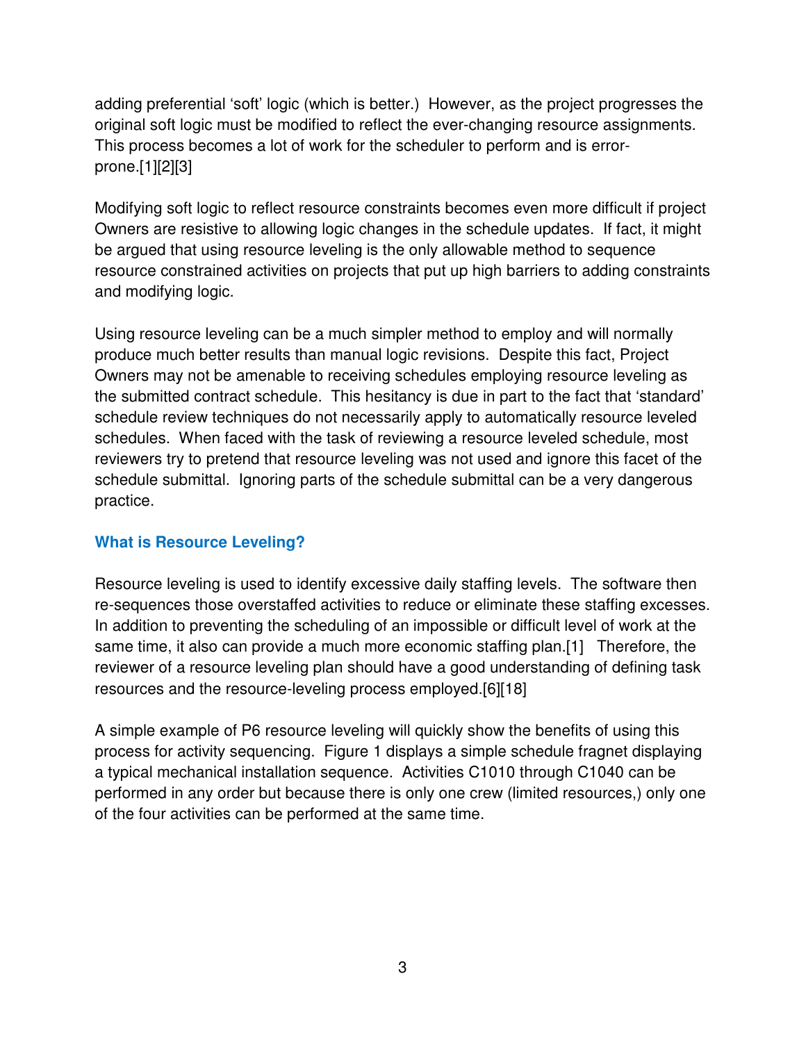adding preferential 'soft' logic (which is better.) However, as the project progresses the original soft logic must be modified to reflect the ever-changing resource assignments. This process becomes a lot of work for the scheduler to perform and is error-prone.[1][2][3]

Modifying soft logic to reflect resource constraints becomes even more difficult if project Owners are resistive to allowing logic changes in the schedule updates. If fact, it might be argued that using resource leveling is the only allowable method to sequence resource constrained activities on projects that put up high barriers to adding constraints and modifying logic.

Using resource leveling can be a much simpler method to employ and will normally produce much better results than manual logic revisions. Despite this fact, Project Owners may not be amenable to receiving schedules employing resource leveling as the submitted contract schedule. This hesitancy is due in part to the fact that 'standard' schedule review techniques do not necessarily apply to automatically resource leveled schedules. When faced with the task of reviewing a resource leveled schedule, most reviewers try to pretend that resource leveling was not used and ignore this facet of the schedule submittal. Ignoring parts of the schedule submittal can be a very dangerous practice.

### What is Resource Leveling?

Resource leveling is used to identify excessive daily staffing levels. The software then re-sequences those overstaffed activities to reduce or eliminate these staffing excesses. In addition to preventing the scheduling of an impossible or difficult level of work at the same time, it also can provide a much more economic staffing plan.[1] Therefore, the reviewer of a resource leveling plan should have a good understanding of defining task resources and the resource-leveling process employed.[6][18]

A simple example of P6 resource leveling will quickly show the benefits of using this process for activity sequencing. Figure 1 displays a simple schedule fragnet displaying a typical mechanical installation sequence. Activities C1010 through C1040 can be performed in any order but because there is only one crew (limited resources,) only one of the four activities can be performed at the same time.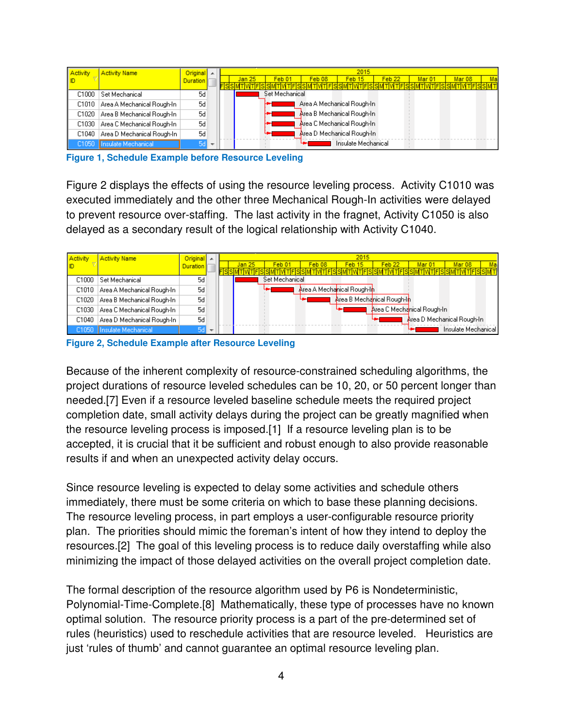| Activity ID | Activity Name | Original Duration |
|---|---|---|
| C1000 | Set Mechanical | 5d |
| C1010 | Area A Mechanical Rough-In | 5d |
| C1020 | Area B Mechanical Rough-In | 5d |
| C1030 | Area C Mechanical Rough-In | 5d |
| C1040 | Area D Mechanical Rough-In | 5d |
| C1050 | Insulate Mechanical | 5d |

**Figure 1, Schedule Example before Resource Leveling**

Figure 2 displays the effects of using the resource leveling process. Activity C1010 was executed immediately and the other three Mechanical Rough-In activities were delayed to prevent resource over-staffing. The last activity in the fragnet, Activity C1050 is also delayed as a secondary result of the logical relationship with Activity C1040.

| Activity ID | Activity Name | Original Duration |
|---|---|---|
| C1000 | Set Mechanical | 5d |
| C1010 | Area A Mechanical Rough-In | 5d |
| C1020 | Area B Mechanical Rough-In | 5d |
| C1030 | Area C Mechanical Rough-In | 5d |
| C1040 | Area D Mechanical Rough-In | 5d |
| C1050 | Insulate Mechanical | 5d |

**Figure 2, Schedule Example after Resource Leveling**

Because of the inherent complexity of resource-constrained scheduling algorithms, the project durations of resource leveled schedules can be 10, 20, or 50 percent longer than needed.[7] Even if a resource leveled baseline schedule meets the required project completion date, small activity delays during the project can be greatly magnified when the resource leveling process is imposed.[1] If a resource leveling plan is to be accepted, it is crucial that it be sufficient and robust enough to also provide reasonable results if and when an unexpected activity delay occurs.

Since resource leveling is expected to delay some activities and schedule others immediately, there must be some criteria on which to base these planning decisions. The resource leveling process, in part employs a user-configurable resource priority plan. The priorities should mimic the foreman's intent of how they intend to deploy the resources.[2] The goal of this leveling process is to reduce daily overstaffing while also minimizing the impact of those delayed activities on the overall project completion date.

The formal description of the resource algorithm used by P6 is Nondeterministic, Polynomial-Time-Complete.[8] Mathematically, these type of processes have no known optimal solution. The resource priority process is a part of the pre-determined set of rules (heuristics) used to reschedule activities that are resource leveled. Heuristics are just 'rules of thumb' and cannot guarantee an optimal resource leveling plan.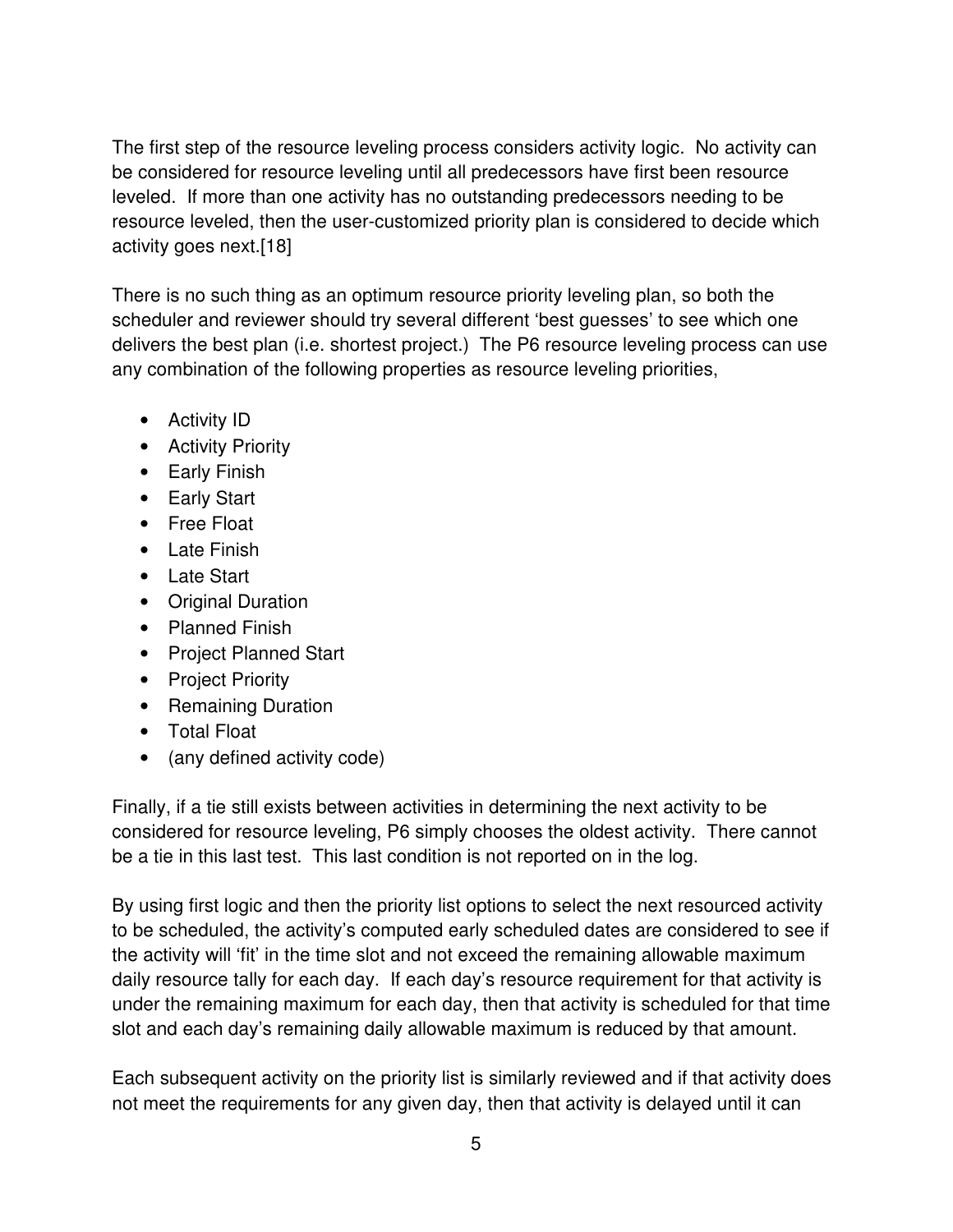The first step of the resource leveling process considers activity logic. No activity can be considered for resource leveling until all predecessors have first been resource leveled. If more than one activity has no outstanding predecessors needing to be resource leveled, then the user-customized priority plan is considered to decide which activity goes next.[18]

There is no such thing as an optimum resource priority leveling plan, so both the scheduler and reviewer should try several different 'best guesses' to see which one delivers the best plan (i.e. shortest project.) The P6 resource leveling process can use any combination of the following properties as resource leveling priorities,

- Activity ID
- Activity Priority
- Early Finish
- Early Start
- Free Float
- Late Finish
- Late Start
- Original Duration
- Planned Finish
- Project Planned Start
- Project Priority
- Remaining Duration
- Total Float
- (any defined activity code)

Finally, if a tie still exists between activities in determining the next activity to be considered for resource leveling, P6 simply chooses the oldest activity. There cannot be a tie in this last test. This last condition is not reported on in the log.

By using first logic and then the priority list options to select the next resourced activity to be scheduled, the activity's computed early scheduled dates are considered to see if the activity will 'fit' in the time slot and not exceed the remaining allowable maximum daily resource tally for each day. If each day's resource requirement for that activity is under the remaining maximum for each day, then that activity is scheduled for that time slot and each day's remaining daily allowable maximum is reduced by that amount.

Each subsequent activity on the priority list is similarly reviewed and if that activity does not meet the requirements for any given day, then that activity is delayed until it can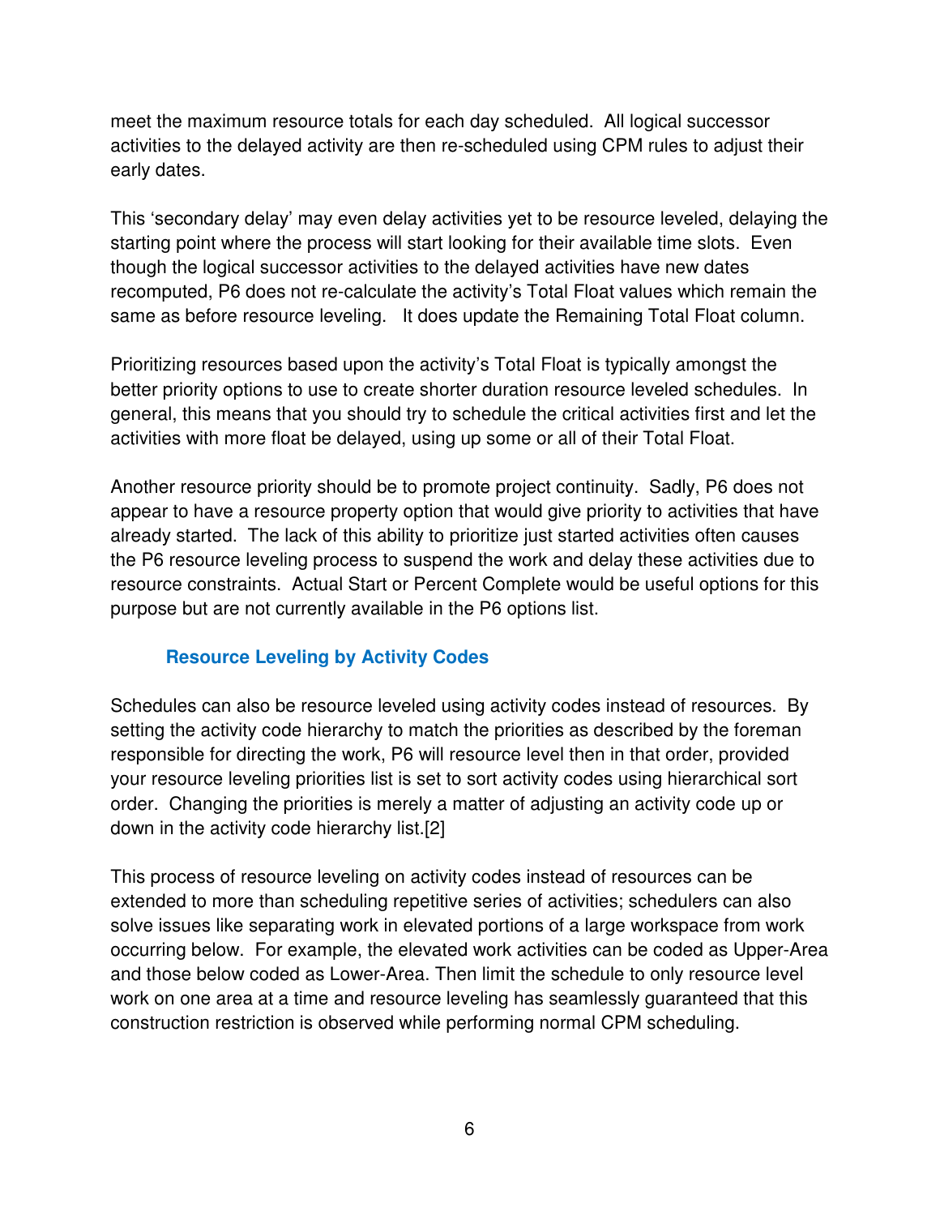meet the maximum resource totals for each day scheduled. All logical successor activities to the delayed activity are then re-scheduled using CPM rules to adjust their early dates.

This 'secondary delay' may even delay activities yet to be resource leveled, delaying the starting point where the process will start looking for their available time slots. Even though the logical successor activities to the delayed activities have new dates recomputed, P6 does not re-calculate the activity's Total Float values which remain the same as before resource leveling. It does update the Remaining Total Float column.

Prioritizing resources based upon the activity's Total Float is typically amongst the better priority options to use to create shorter duration resource leveled schedules. In general, this means that you should try to schedule the critical activities first and let the activities with more float be delayed, using up some or all of their Total Float.

Another resource priority should be to promote project continuity. Sadly, P6 does not appear to have a resource property option that would give priority to activities that have already started. The lack of this ability to prioritize just started activities often causes the P6 resource leveling process to suspend the work and delay these activities due to resource constraints. Actual Start or Percent Complete would be useful options for this purpose but are not currently available in the P6 options list.

### Resource Leveling by Activity Codes

Schedules can also be resource leveled using activity codes instead of resources. By setting the activity code hierarchy to match the priorities as described by the foreman responsible for directing the work, P6 will resource level then in that order, provided your resource leveling priorities list is set to sort activity codes using hierarchical sort order. Changing the priorities is merely a matter of adjusting an activity code up or down in the activity code hierarchy list.[2]

This process of resource leveling on activity codes instead of resources can be extended to more than scheduling repetitive series of activities; schedulers can also solve issues like separating work in elevated portions of a large workspace from work occurring below. For example, the elevated work activities can be coded as Upper-Area and those below coded as Lower-Area. Then limit the schedule to only resource level work on one area at a time and resource leveling has seamlessly guaranteed that this construction restriction is observed while performing normal CPM scheduling.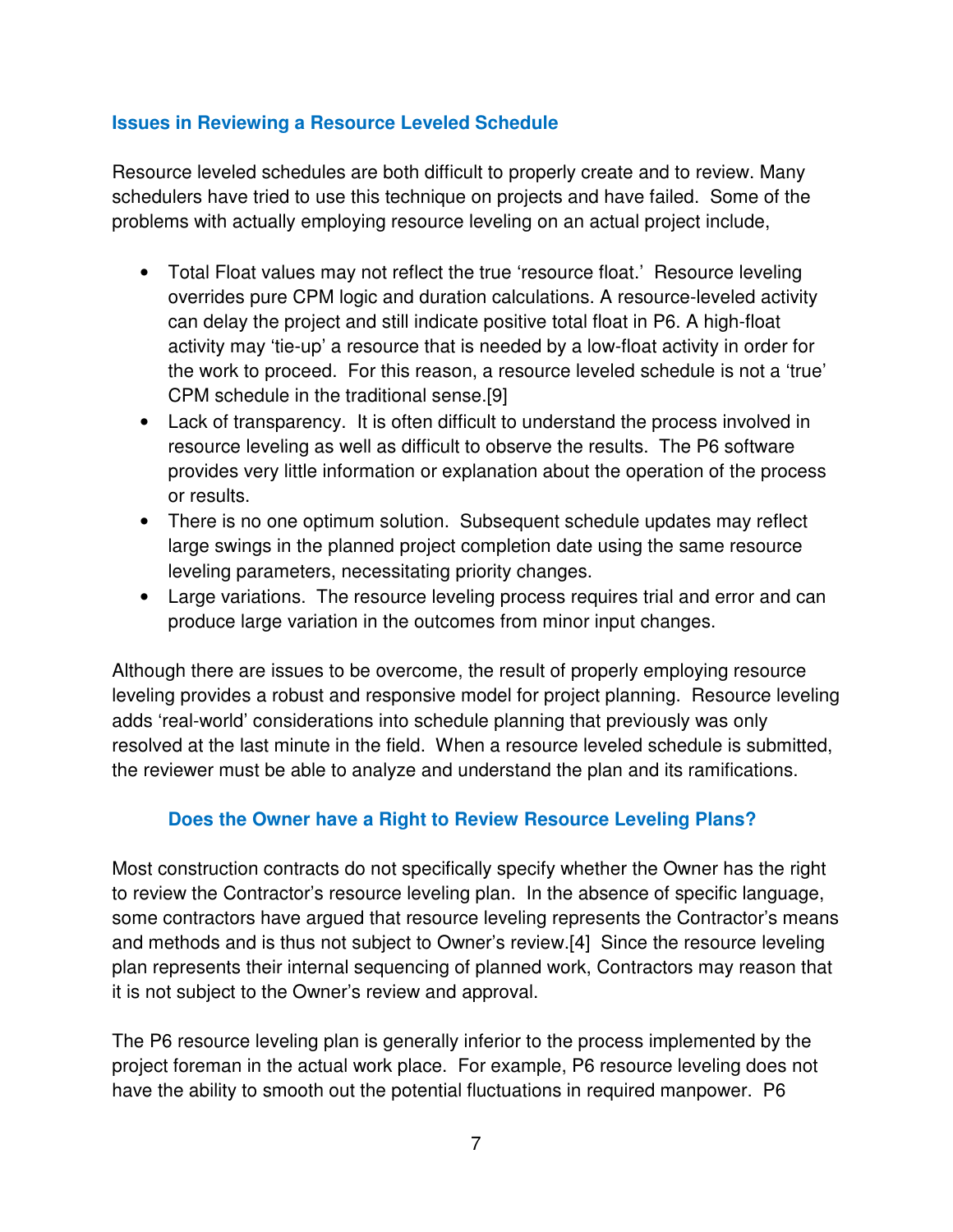## Issues in Reviewing a Resource Leveled Schedule

Resource leveled schedules are both difficult to properly create and to review. Many schedulers have tried to use this technique on projects and have failed. Some of the problems with actually employing resource leveling on an actual project include,

- Total Float values may not reflect the true 'resource float.' Resource leveling overrides pure CPM logic and duration calculations. A resource-leveled activity can delay the project and still indicate positive total float in P6. A high-float activity may 'tie-up' a resource that is needed by a low-float activity in order for the work to proceed. For this reason, a resource leveled schedule is not a 'true' CPM schedule in the traditional sense.[9]
- Lack of transparency. It is often difficult to understand the process involved in resource leveling as well as difficult to observe the results. The P6 software provides very little information or explanation about the operation of the process or results.
- There is no one optimum solution. Subsequent schedule updates may reflect large swings in the planned project completion date using the same resource leveling parameters, necessitating priority changes.
- Large variations. The resource leveling process requires trial and error and can produce large variation in the outcomes from minor input changes.

Although there are issues to be overcome, the result of properly employing resource leveling provides a robust and responsive model for project planning. Resource leveling adds 'real-world' considerations into schedule planning that previously was only resolved at the last minute in the field. When a resource leveled schedule is submitted, the reviewer must be able to analyze and understand the plan and its ramifications.

### Does the Owner have a Right to Review Resource Leveling Plans?

Most construction contracts do not specifically specify whether the Owner has the right to review the Contractor's resource leveling plan. In the absence of specific language, some contractors have argued that resource leveling represents the Contractor's means and methods and is thus not subject to Owner's review.[4] Since the resource leveling plan represents their internal sequencing of planned work, Contractors may reason that it is not subject to the Owner's review and approval.

The P6 resource leveling plan is generally inferior to the process implemented by the project foreman in the actual work place. For example, P6 resource leveling does not have the ability to smooth out the potential fluctuations in required manpower. P6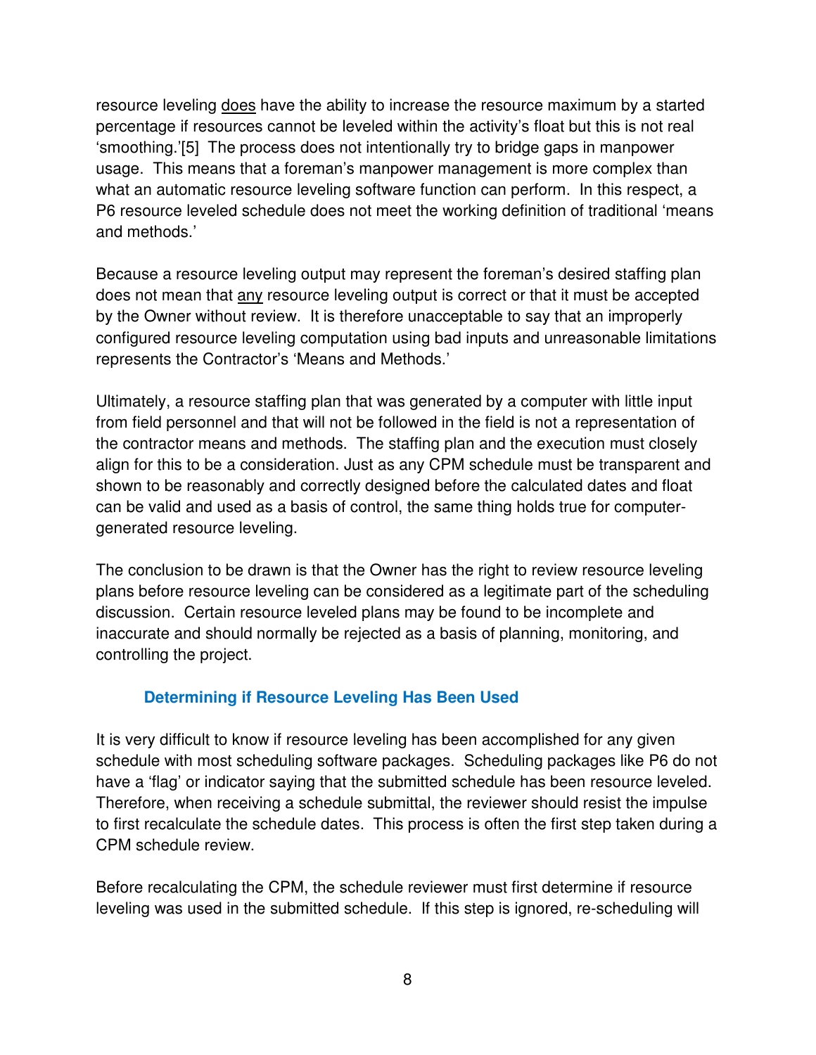resource leveling does have the ability to increase the resource maximum by a started percentage if resources cannot be leveled within the activity's float but this is not real 'smoothing.'[5] The process does not intentionally try to bridge gaps in manpower usage. This means that a foreman's manpower management is more complex than what an automatic resource leveling software function can perform. In this respect, a P6 resource leveled schedule does not meet the working definition of traditional 'means and methods.'

Because a resource leveling output may represent the foreman's desired staffing plan does not mean that any resource leveling output is correct or that it must be accepted by the Owner without review. It is therefore unacceptable to say that an improperly configured resource leveling computation using bad inputs and unreasonable limitations represents the Contractor's 'Means and Methods.'

Ultimately, a resource staffing plan that was generated by a computer with little input from field personnel and that will not be followed in the field is not a representation of the contractor means and methods. The staffing plan and the execution must closely align for this to be a consideration. Just as any CPM schedule must be transparent and shown to be reasonably and correctly designed before the calculated dates and float can be valid and used as a basis of control, the same thing holds true for computer-generated resource leveling.

The conclusion to be drawn is that the Owner has the right to review resource leveling plans before resource leveling can be considered as a legitimate part of the scheduling discussion. Certain resource leveled plans may be found to be incomplete and inaccurate and should normally be rejected as a basis of planning, monitoring, and controlling the project.

### Determining if Resource Leveling Has Been Used

It is very difficult to know if resource leveling has been accomplished for any given schedule with most scheduling software packages. Scheduling packages like P6 do not have a 'flag' or indicator saying that the submitted schedule has been resource leveled. Therefore, when receiving a schedule submittal, the reviewer should resist the impulse to first recalculate the schedule dates. This process is often the first step taken during a CPM schedule review.

Before recalculating the CPM, the schedule reviewer must first determine if resource leveling was used in the submitted schedule. If this step is ignored, re-scheduling will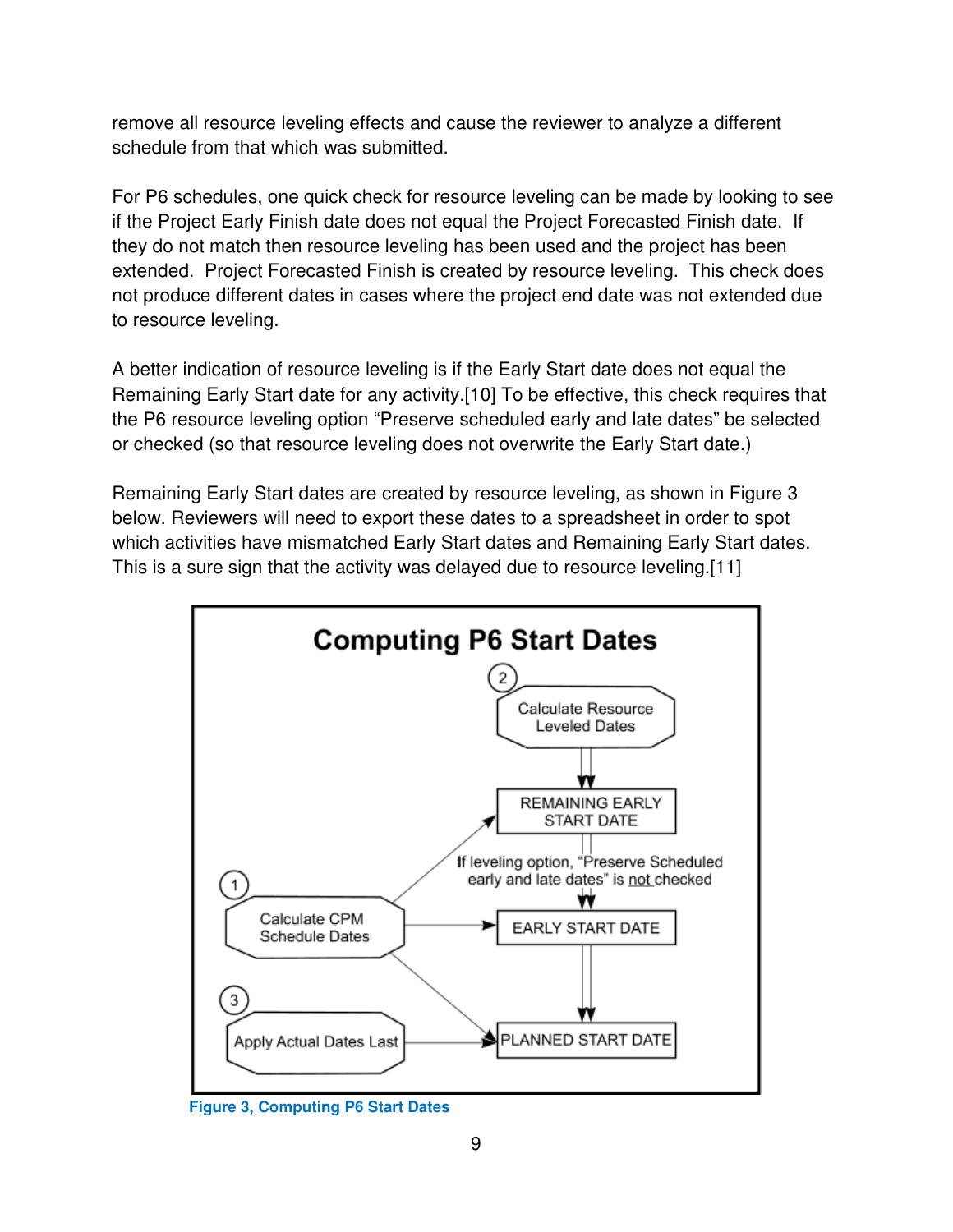remove all resource leveling effects and cause the reviewer to analyze a different schedule from that which was submitted.

For P6 schedules, one quick check for resource leveling can be made by looking to see if the Project Early Finish date does not equal the Project Forecasted Finish date. If they do not match then resource leveling has been used and the project has been extended. Project Forecasted Finish is created by resource leveling. This check does not produce different dates in cases where the project end date was not extended due to resource leveling.

A better indication of resource leveling is if the Early Start date does not equal the Remaining Early Start date for any activity.[10] To be effective, this check requires that the P6 resource leveling option "Preserve scheduled early and late dates" be selected or checked (so that resource leveling does not overwrite the Early Start date.)

Remaining Early Start dates are created by resource leveling, as shown in Figure 3 below. Reviewers will need to export these dates to a spreadsheet in order to spot which activities have mismatched Early Start dates and Remaining Early Start dates. This is a sure sign that the activity was delayed due to resource leveling.[11]

**Computing P6 Start Dates**

- ② Calculate Resource Leveled Dates → REMAINING EARLY START DATE
- REMAINING EARLY START DATE → EARLY START DATE (If leveling option, "Preserve Scheduled early and late dates" is not checked)
- ① Calculate CPM Schedule Dates → REMAINING EARLY START DATE; EARLY START DATE; PLANNED START DATE
- EARLY START DATE → PLANNED START DATE
- ③ Apply Actual Dates Last → PLANNED START DATE

**Figure 3, Computing P6 Start Dates**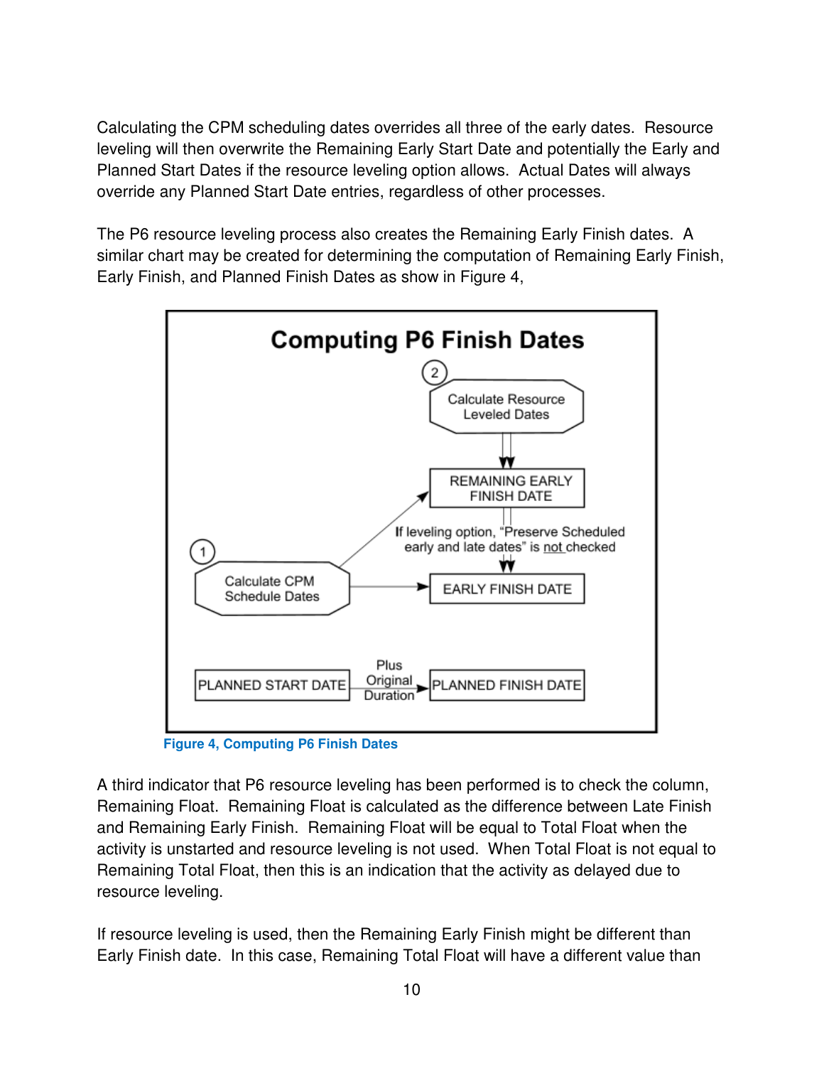Calculating the CPM scheduling dates overrides all three of the early dates. Resource leveling will then overwrite the Remaining Early Start Date and potentially the Early and Planned Start Dates if the resource leveling option allows. Actual Dates will always override any Planned Start Date entries, regardless of other processes.

The P6 resource leveling process also creates the Remaining Early Finish dates. A similar chart may be created for determining the computation of Remaining Early Finish, Early Finish, and Planned Finish Dates as show in Figure 4,

**Computing P6 Finish Dates**

2 Calculate Resource Leveled Dates → REMAINING EARLY FINISH DATE

If leveling option, "Preserve Scheduled early and late dates" is not checked → EARLY FINISH DATE

1 Calculate CPM Schedule Dates → REMAINING EARLY FINISH DATE; EARLY FINISH DATE

PLANNED START DATE — Plus Original Duration → PLANNED FINISH DATE

**Figure 4, Computing P6 Finish Dates**

A third indicator that P6 resource leveling has been performed is to check the column, Remaining Float. Remaining Float is calculated as the difference between Late Finish and Remaining Early Finish. Remaining Float will be equal to Total Float when the activity is unstarted and resource leveling is not used. When Total Float is not equal to Remaining Total Float, then this is an indication that the activity as delayed due to resource leveling.

If resource leveling is used, then the Remaining Early Finish might be different than Early Finish date. In this case, Remaining Total Float will have a different value than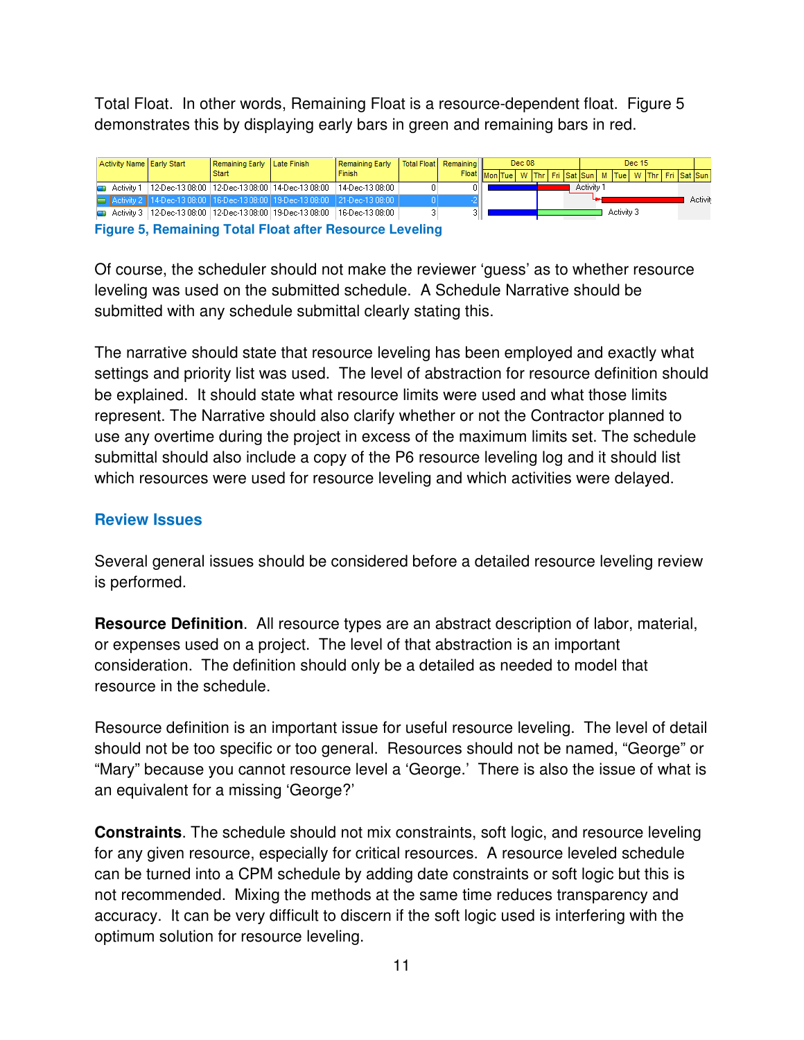Total Float. In other words, Remaining Float is a resource-dependent float. Figure 5 demonstrates this by displaying early bars in green and remaining bars in red.

| Activity Name | Early Start | Remaining Early Start | Late Finish | Remaining Early Finish | Total Float | Remaining Float |
|---|---|---|---|---|---|---|
| Activity 1 | 12-Dec-13 08:00 | 12-Dec-13 08:00 | 14-Dec-13 08:00 | 14-Dec-13 08:00 | 0 | 0 |
| Activity 2 | 14-Dec-13 08:00 | 16-Dec-13 08:00 | 19-Dec-13 08:00 | 21-Dec-13 08:00 | 0 | -2 |
| Activity 3 | 12-Dec-13 08:00 | 12-Dec-13 08:00 | 19-Dec-13 08:00 | 16-Dec-13 08:00 | 3 | 3 |

**Figure 5, Remaining Total Float after Resource Leveling**

Of course, the scheduler should not make the reviewer 'guess' as to whether resource leveling was used on the submitted schedule. A Schedule Narrative should be submitted with any schedule submittal clearly stating this.

The narrative should state that resource leveling has been employed and exactly what settings and priority list was used. The level of abstraction for resource definition should be explained. It should state what resource limits were used and what those limits represent. The Narrative should also clarify whether or not the Contractor planned to use any overtime during the project in excess of the maximum limits set. The schedule submittal should also include a copy of the P6 resource leveling log and it should list which resources were used for resource leveling and which activities were delayed.

## Review Issues

Several general issues should be considered before a detailed resource leveling review is performed.

**Resource Definition**. All resource types are an abstract description of labor, material, or expenses used on a project. The level of that abstraction is an important consideration. The definition should only be a detailed as needed to model that resource in the schedule.

Resource definition is an important issue for useful resource leveling. The level of detail should not be too specific or too general. Resources should not be named, "George" or "Mary" because you cannot resource level a 'George.' There is also the issue of what is an equivalent for a missing 'George?'

**Constraints**. The schedule should not mix constraints, soft logic, and resource leveling for any given resource, especially for critical resources. A resource leveled schedule can be turned into a CPM schedule by adding date constraints or soft logic but this is not recommended. Mixing the methods at the same time reduces transparency and accuracy. It can be very difficult to discern if the soft logic used is interfering with the optimum solution for resource leveling.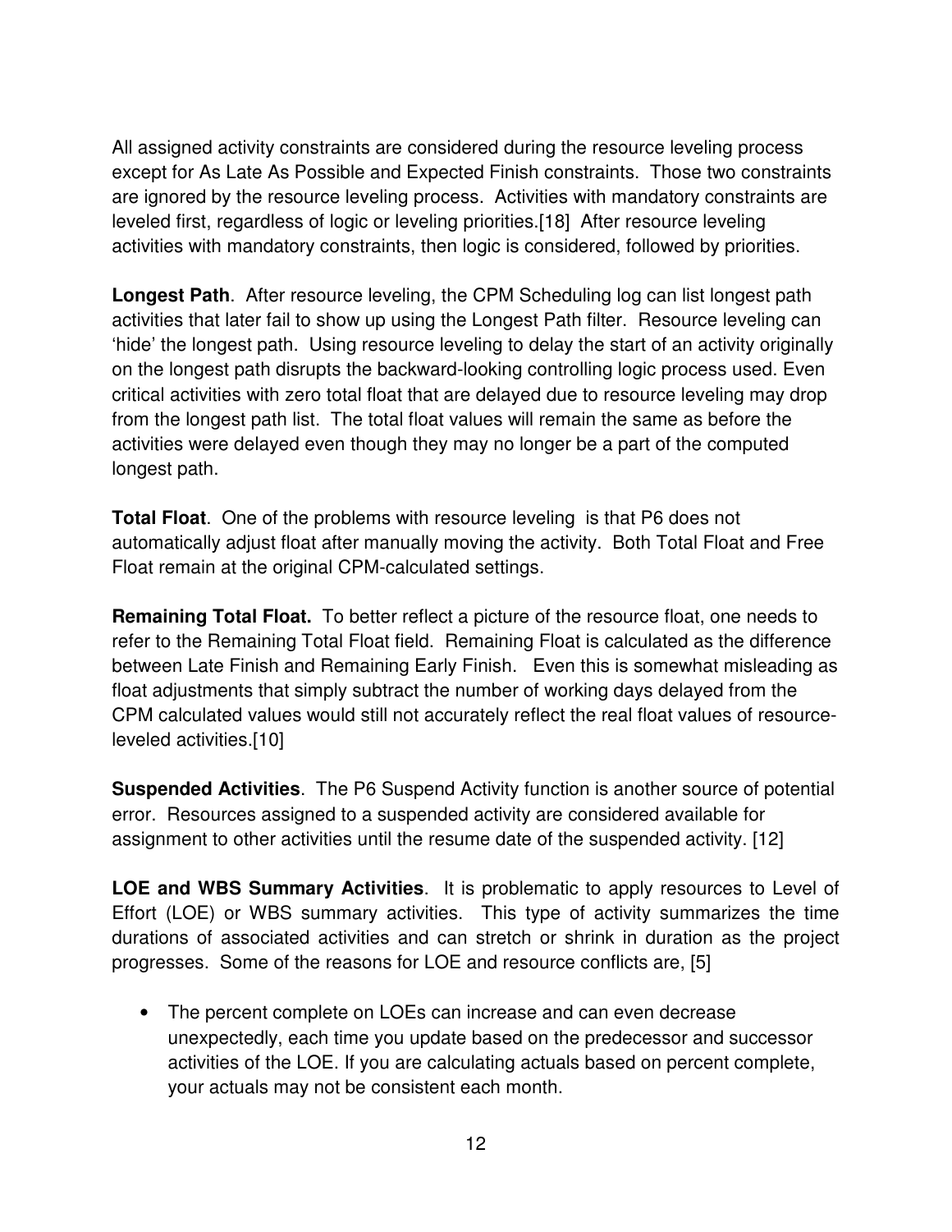All assigned activity constraints are considered during the resource leveling process except for As Late As Possible and Expected Finish constraints. Those two constraints are ignored by the resource leveling process. Activities with mandatory constraints are leveled first, regardless of logic or leveling priorities.[18] After resource leveling activities with mandatory constraints, then logic is considered, followed by priorities.

**Longest Path**. After resource leveling, the CPM Scheduling log can list longest path activities that later fail to show up using the Longest Path filter. Resource leveling can 'hide' the longest path. Using resource leveling to delay the start of an activity originally on the longest path disrupts the backward-looking controlling logic process used. Even critical activities with zero total float that are delayed due to resource leveling may drop from the longest path list. The total float values will remain the same as before the activities were delayed even though they may no longer be a part of the computed longest path.

**Total Float**. One of the problems with resource leveling is that P6 does not automatically adjust float after manually moving the activity. Both Total Float and Free Float remain at the original CPM-calculated settings.

**Remaining Total Float.** To better reflect a picture of the resource float, one needs to refer to the Remaining Total Float field. Remaining Float is calculated as the difference between Late Finish and Remaining Early Finish. Even this is somewhat misleading as float adjustments that simply subtract the number of working days delayed from the CPM calculated values would still not accurately reflect the real float values of resource-leveled activities.[10]

**Suspended Activities**. The P6 Suspend Activity function is another source of potential error. Resources assigned to a suspended activity are considered available for assignment to other activities until the resume date of the suspended activity. [12]

**LOE and WBS Summary Activities**. It is problematic to apply resources to Level of Effort (LOE) or WBS summary activities. This type of activity summarizes the time durations of associated activities and can stretch or shrink in duration as the project progresses. Some of the reasons for LOE and resource conflicts are, [5]

- The percent complete on LOEs can increase and can even decrease unexpectedly, each time you update based on the predecessor and successor activities of the LOE. If you are calculating actuals based on percent complete, your actuals may not be consistent each month.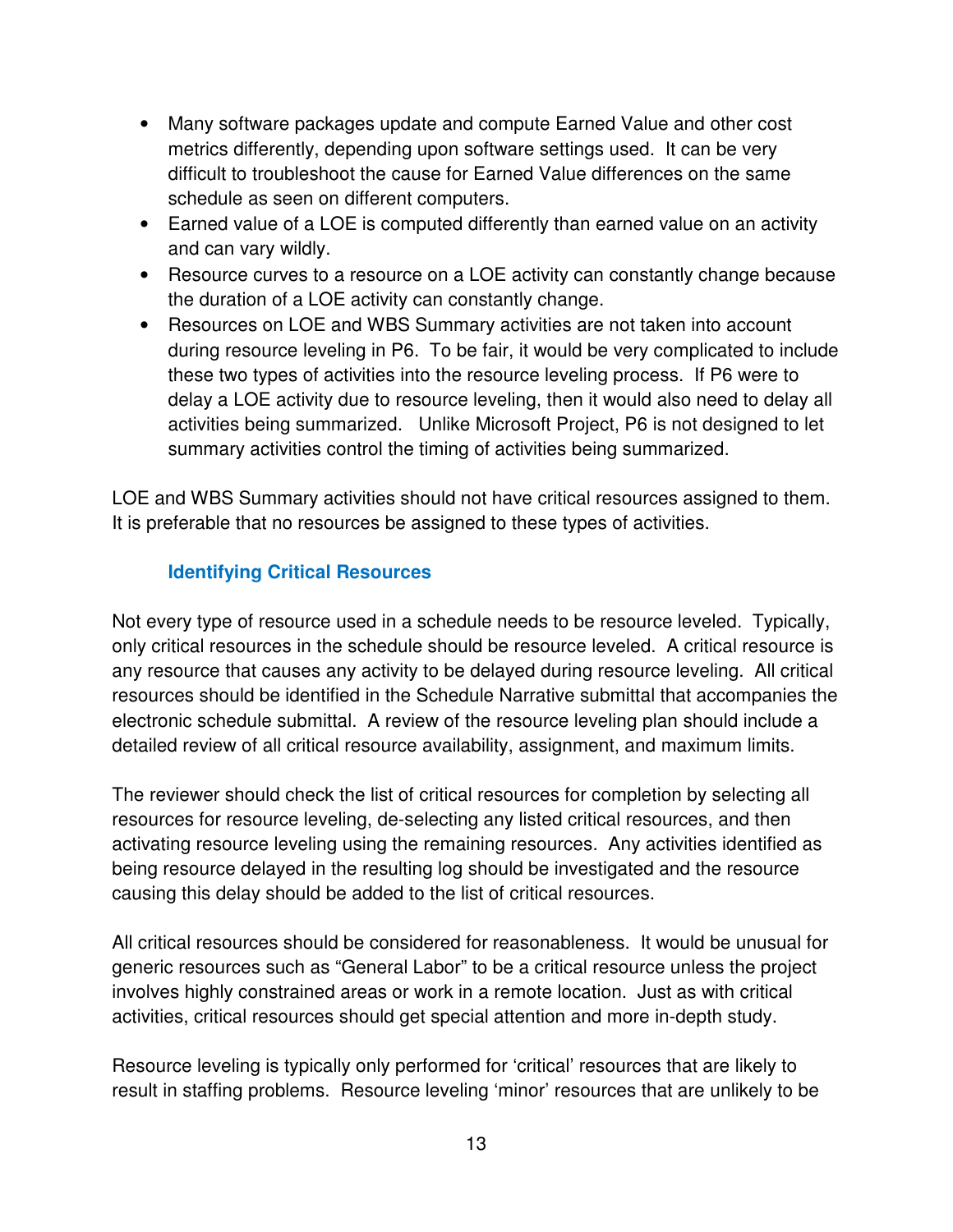- Many software packages update and compute Earned Value and other cost metrics differently, depending upon software settings used. It can be very difficult to troubleshoot the cause for Earned Value differences on the same schedule as seen on different computers.
- Earned value of a LOE is computed differently than earned value on an activity and can vary wildly.
- Resource curves to a resource on a LOE activity can constantly change because the duration of a LOE activity can constantly change.
- Resources on LOE and WBS Summary activities are not taken into account during resource leveling in P6. To be fair, it would be very complicated to include these two types of activities into the resource leveling process. If P6 were to delay a LOE activity due to resource leveling, then it would also need to delay all activities being summarized. Unlike Microsoft Project, P6 is not designed to let summary activities control the timing of activities being summarized.

LOE and WBS Summary activities should not have critical resources assigned to them. It is preferable that no resources be assigned to these types of activities.

### Identifying Critical Resources

Not every type of resource used in a schedule needs to be resource leveled. Typically, only critical resources in the schedule should be resource leveled. A critical resource is any resource that causes any activity to be delayed during resource leveling. All critical resources should be identified in the Schedule Narrative submittal that accompanies the electronic schedule submittal. A review of the resource leveling plan should include a detailed review of all critical resource availability, assignment, and maximum limits.

The reviewer should check the list of critical resources for completion by selecting all resources for resource leveling, de-selecting any listed critical resources, and then activating resource leveling using the remaining resources. Any activities identified as being resource delayed in the resulting log should be investigated and the resource causing this delay should be added to the list of critical resources.

All critical resources should be considered for reasonableness. It would be unusual for generic resources such as "General Labor" to be a critical resource unless the project involves highly constrained areas or work in a remote location. Just as with critical activities, critical resources should get special attention and more in-depth study.

Resource leveling is typically only performed for 'critical' resources that are likely to result in staffing problems. Resource leveling 'minor' resources that are unlikely to be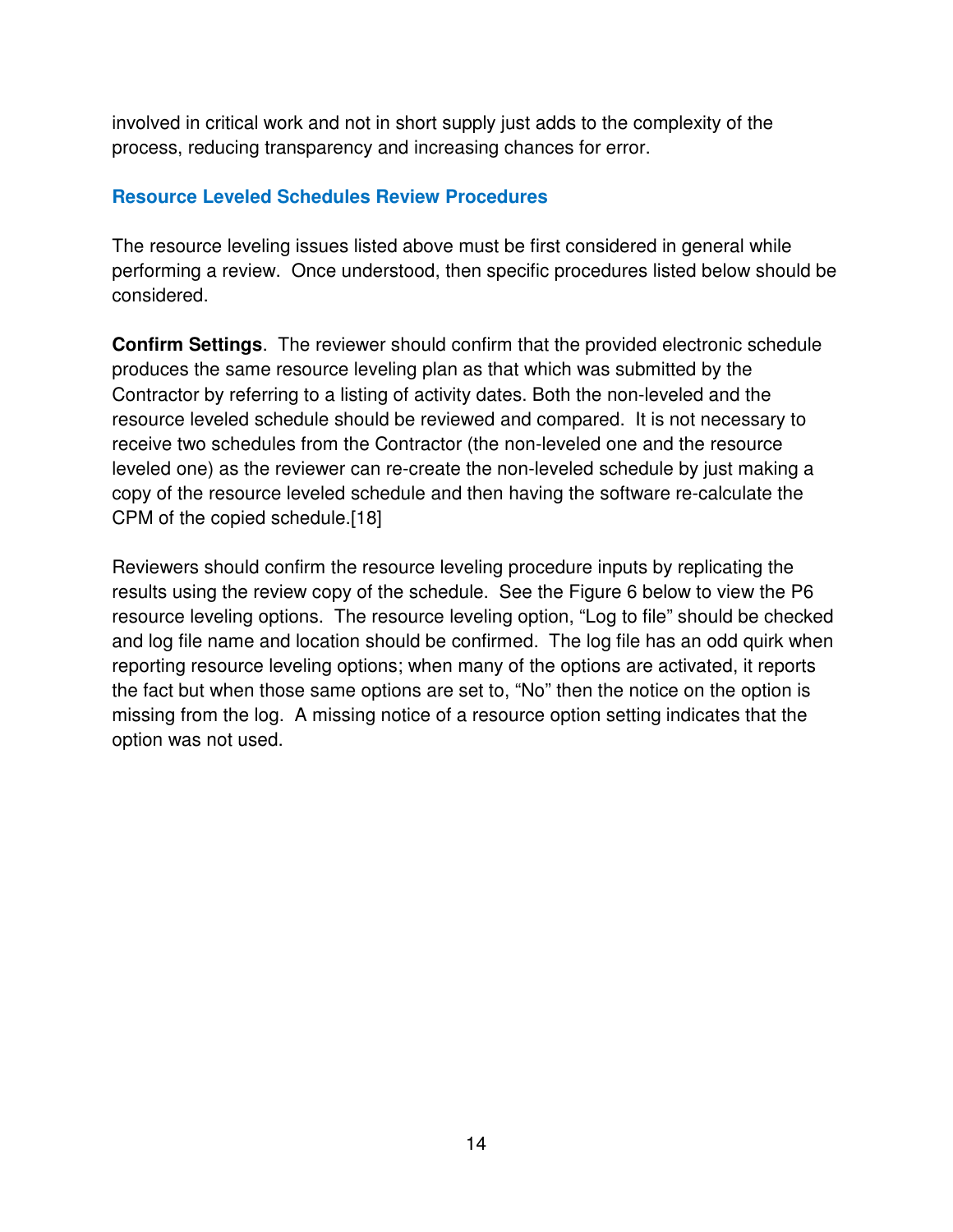involved in critical work and not in short supply just adds to the complexity of the process, reducing transparency and increasing chances for error.

## Resource Leveled Schedules Review Procedures

The resource leveling issues listed above must be first considered in general while performing a review. Once understood, then specific procedures listed below should be considered.

**Confirm Settings**. The reviewer should confirm that the provided electronic schedule produces the same resource leveling plan as that which was submitted by the Contractor by referring to a listing of activity dates. Both the non-leveled and the resource leveled schedule should be reviewed and compared. It is not necessary to receive two schedules from the Contractor (the non-leveled one and the resource leveled one) as the reviewer can re-create the non-leveled schedule by just making a copy of the resource leveled schedule and then having the software re-calculate the CPM of the copied schedule.[18]

Reviewers should confirm the resource leveling procedure inputs by replicating the results using the review copy of the schedule. See the Figure 6 below to view the P6 resource leveling options. The resource leveling option, “Log to file” should be checked and log file name and location should be confirmed. The log file has an odd quirk when reporting resource leveling options; when many of the options are activated, it reports the fact but when those same options are set to, “No” then the notice on the option is missing from the log. A missing notice of a resource option setting indicates that the option was not used.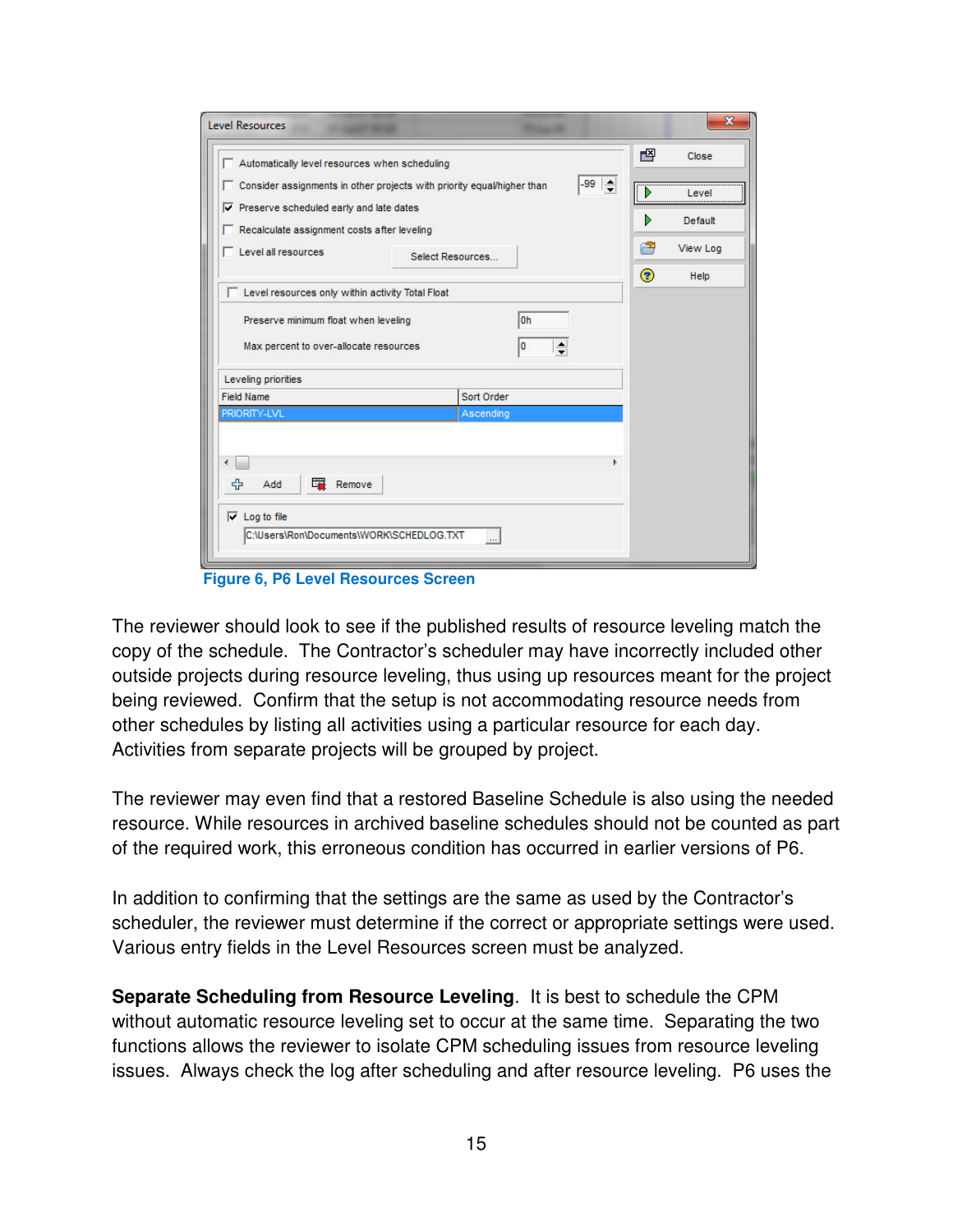Figure 6, P6 Level Resources Screen

The reviewer should look to see if the published results of resource leveling match the copy of the schedule. The Contractor's scheduler may have incorrectly included other outside projects during resource leveling, thus using up resources meant for the project being reviewed. Confirm that the setup is not accommodating resource needs from other schedules by listing all activities using a particular resource for each day. Activities from separate projects will be grouped by project.

The reviewer may even find that a restored Baseline Schedule is also using the needed resource. While resources in archived baseline schedules should not be counted as part of the required work, this erroneous condition has occurred in earlier versions of P6.

In addition to confirming that the settings are the same as used by the Contractor's scheduler, the reviewer must determine if the correct or appropriate settings were used. Various entry fields in the Level Resources screen must be analyzed.

**Separate Scheduling from Resource Leveling**. It is best to schedule the CPM without automatic resource leveling set to occur at the same time. Separating the two functions allows the reviewer to isolate CPM scheduling issues from resource leveling issues. Always check the log after scheduling and after resource leveling. P6 uses the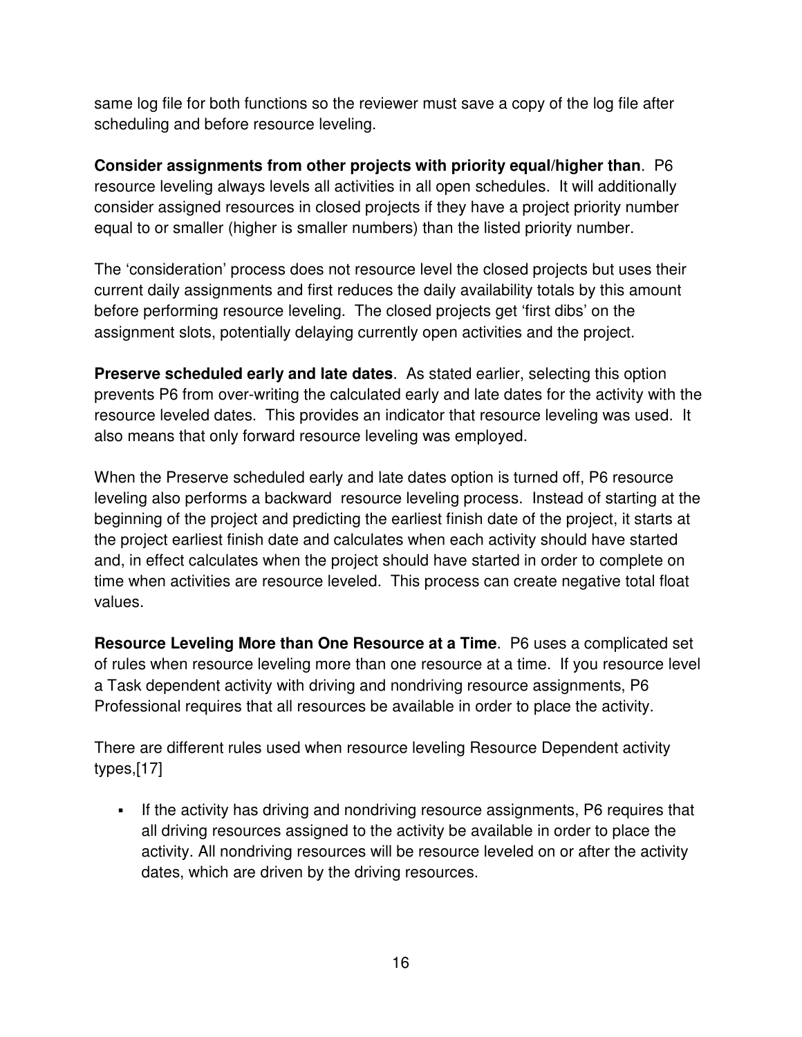same log file for both functions so the reviewer must save a copy of the log file after scheduling and before resource leveling.

**Consider assignments from other projects with priority equal/higher than**. P6 resource leveling always levels all activities in all open schedules. It will additionally consider assigned resources in closed projects if they have a project priority number equal to or smaller (higher is smaller numbers) than the listed priority number.

The 'consideration' process does not resource level the closed projects but uses their current daily assignments and first reduces the daily availability totals by this amount before performing resource leveling. The closed projects get 'first dibs' on the assignment slots, potentially delaying currently open activities and the project.

**Preserve scheduled early and late dates**. As stated earlier, selecting this option prevents P6 from over-writing the calculated early and late dates for the activity with the resource leveled dates. This provides an indicator that resource leveling was used. It also means that only forward resource leveling was employed.

When the Preserve scheduled early and late dates option is turned off, P6 resource leveling also performs a backward resource leveling process. Instead of starting at the beginning of the project and predicting the earliest finish date of the project, it starts at the project earliest finish date and calculates when each activity should have started and, in effect calculates when the project should have started in order to complete on time when activities are resource leveled. This process can create negative total float values.

**Resource Leveling More than One Resource at a Time**. P6 uses a complicated set of rules when resource leveling more than one resource at a time. If you resource level a Task dependent activity with driving and nondriving resource assignments, P6 Professional requires that all resources be available in order to place the activity.

There are different rules used when resource leveling Resource Dependent activity types,[17]

- If the activity has driving and nondriving resource assignments, P6 requires that all driving resources assigned to the activity be available in order to place the activity. All nondriving resources will be resource leveled on or after the activity dates, which are driven by the driving resources.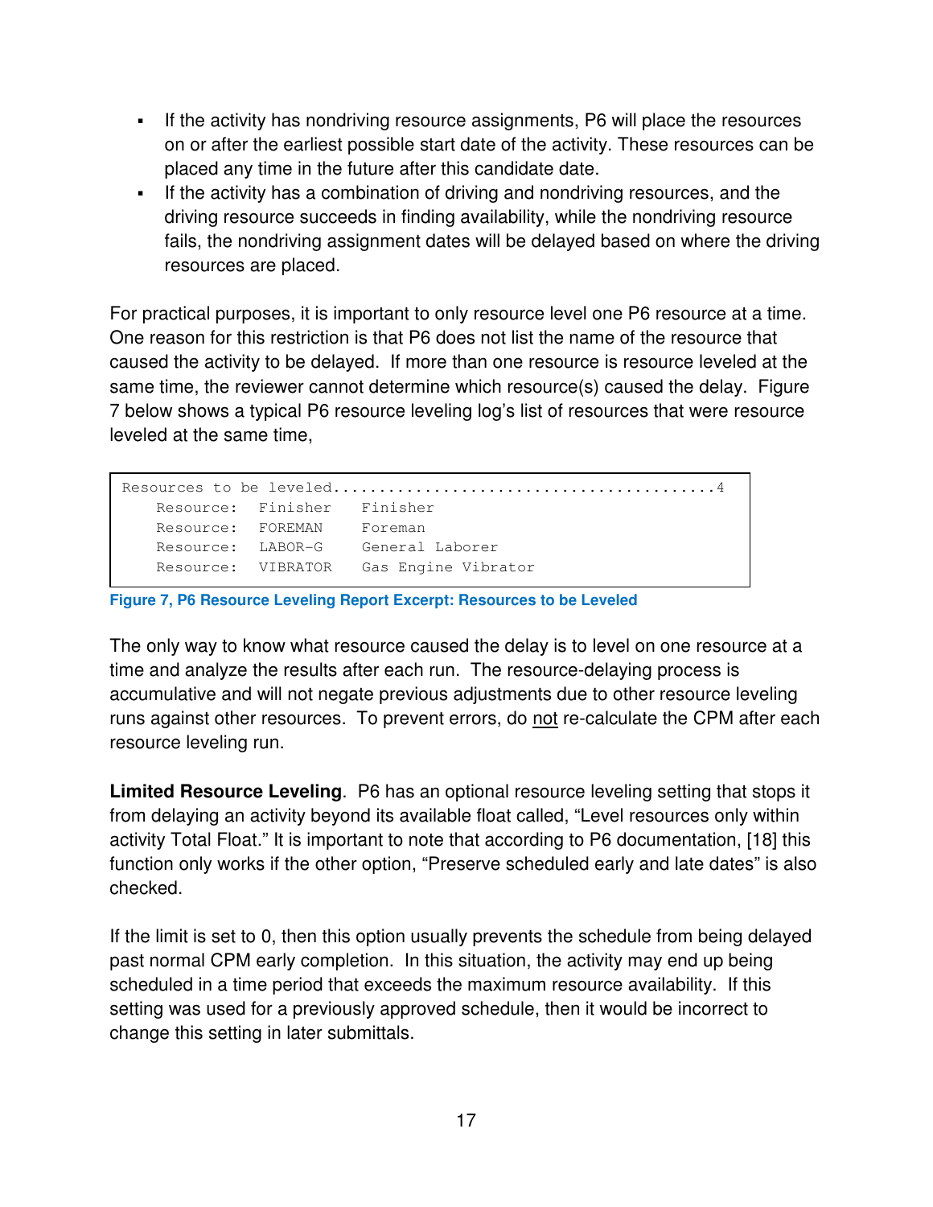- If the activity has nondriving resource assignments, P6 will place the resources on or after the earliest possible start date of the activity. These resources can be placed any time in the future after this candidate date.
- If the activity has a combination of driving and nondriving resources, and the driving resource succeeds in finding availability, while the nondriving resource fails, the nondriving assignment dates will be delayed based on where the driving resources are placed.

For practical purposes, it is important to only resource level one P6 resource at a time. One reason for this restriction is that P6 does not list the name of the resource that caused the activity to be delayed. If more than one resource is resource leveled at the same time, the reviewer cannot determine which resource(s) caused the delay. Figure 7 below shows a typical P6 resource leveling log's list of resources that were resource leveled at the same time,

```
Resources to be leveled.........................................4
    Resource:  Finisher   Finisher
    Resource:  FOREMAN    Foreman
    Resource:  LABOR-G    General Laborer
    Resource:  VIBRATOR   Gas Engine Vibrator
```

**Figure 7, P6 Resource Leveling Report Excerpt: Resources to be Leveled**

The only way to know what resource caused the delay is to level on one resource at a time and analyze the results after each run. The resource-delaying process is accumulative and will not negate previous adjustments due to other resource leveling runs against other resources. To prevent errors, do <u>not</u> re-calculate the CPM after each resource leveling run.

**Limited Resource Leveling**. P6 has an optional resource leveling setting that stops it from delaying an activity beyond its available float called, "Level resources only within activity Total Float." It is important to note that according to P6 documentation, [18] this function only works if the other option, "Preserve scheduled early and late dates" is also checked.

If the limit is set to 0, then this option usually prevents the schedule from being delayed past normal CPM early completion. In this situation, the activity may end up being scheduled in a time period that exceeds the maximum resource availability. If this setting was used for a previously approved schedule, then it would be incorrect to change this setting in later submittals.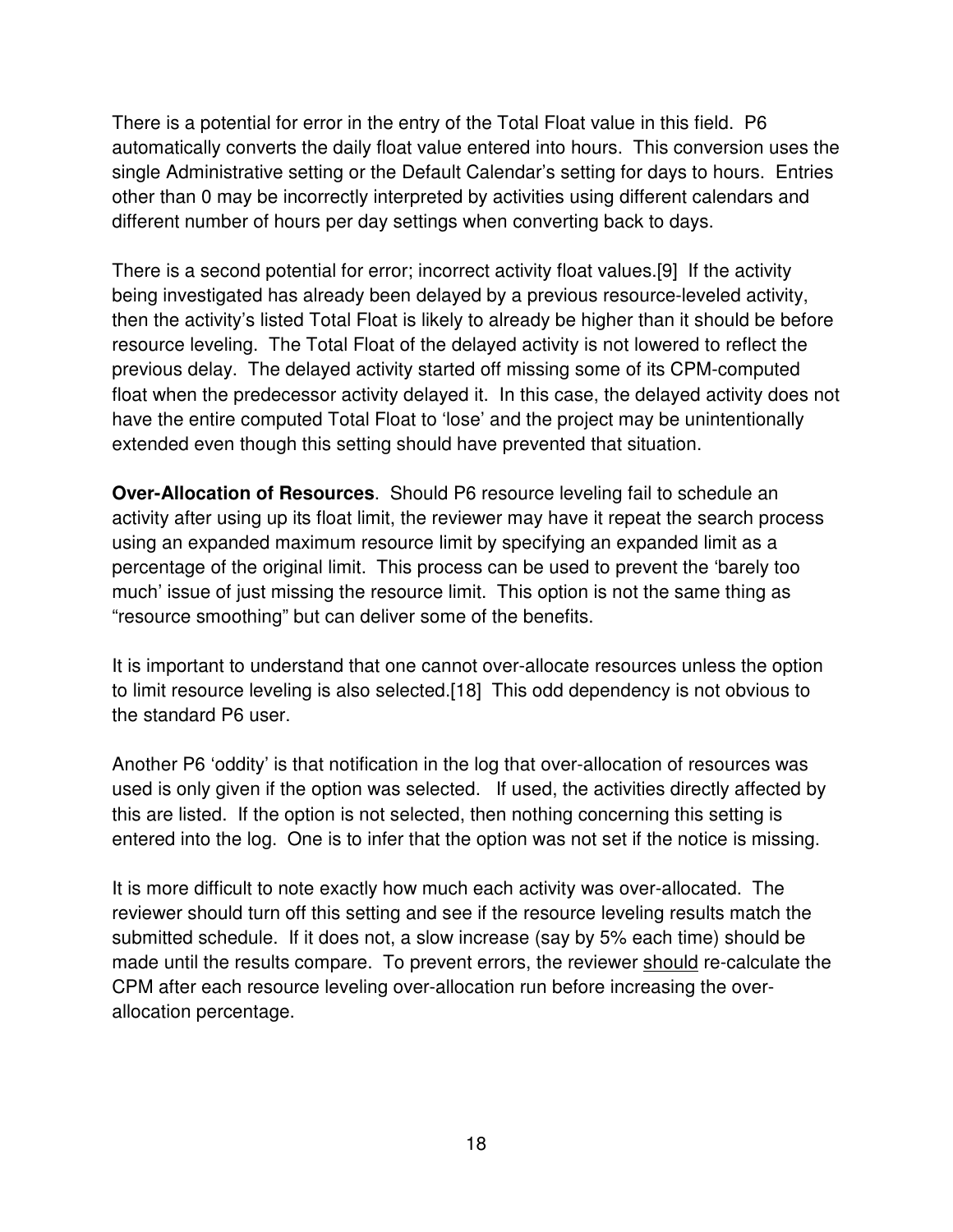There is a potential for error in the entry of the Total Float value in this field. P6 automatically converts the daily float value entered into hours. This conversion uses the single Administrative setting or the Default Calendar's setting for days to hours. Entries other than 0 may be incorrectly interpreted by activities using different calendars and different number of hours per day settings when converting back to days.

There is a second potential for error; incorrect activity float values.[9] If the activity being investigated has already been delayed by a previous resource-leveled activity, then the activity's listed Total Float is likely to already be higher than it should be before resource leveling. The Total Float of the delayed activity is not lowered to reflect the previous delay. The delayed activity started off missing some of its CPM-computed float when the predecessor activity delayed it. In this case, the delayed activity does not have the entire computed Total Float to 'lose' and the project may be unintentionally extended even though this setting should have prevented that situation.

**Over-Allocation of Resources**. Should P6 resource leveling fail to schedule an activity after using up its float limit, the reviewer may have it repeat the search process using an expanded maximum resource limit by specifying an expanded limit as a percentage of the original limit. This process can be used to prevent the 'barely too much' issue of just missing the resource limit. This option is not the same thing as "resource smoothing" but can deliver some of the benefits.

It is important to understand that one cannot over-allocate resources unless the option to limit resource leveling is also selected.[18] This odd dependency is not obvious to the standard P6 user.

Another P6 'oddity' is that notification in the log that over-allocation of resources was used is only given if the option was selected. If used, the activities directly affected by this are listed. If the option is not selected, then nothing concerning this setting is entered into the log. One is to infer that the option was not set if the notice is missing.

It is more difficult to note exactly how much each activity was over-allocated. The reviewer should turn off this setting and see if the resource leveling results match the submitted schedule. If it does not, a slow increase (say by 5% each time) should be made until the results compare. To prevent errors, the reviewer <u>should</u> re-calculate the CPM after each resource leveling over-allocation run before increasing the over-allocation percentage.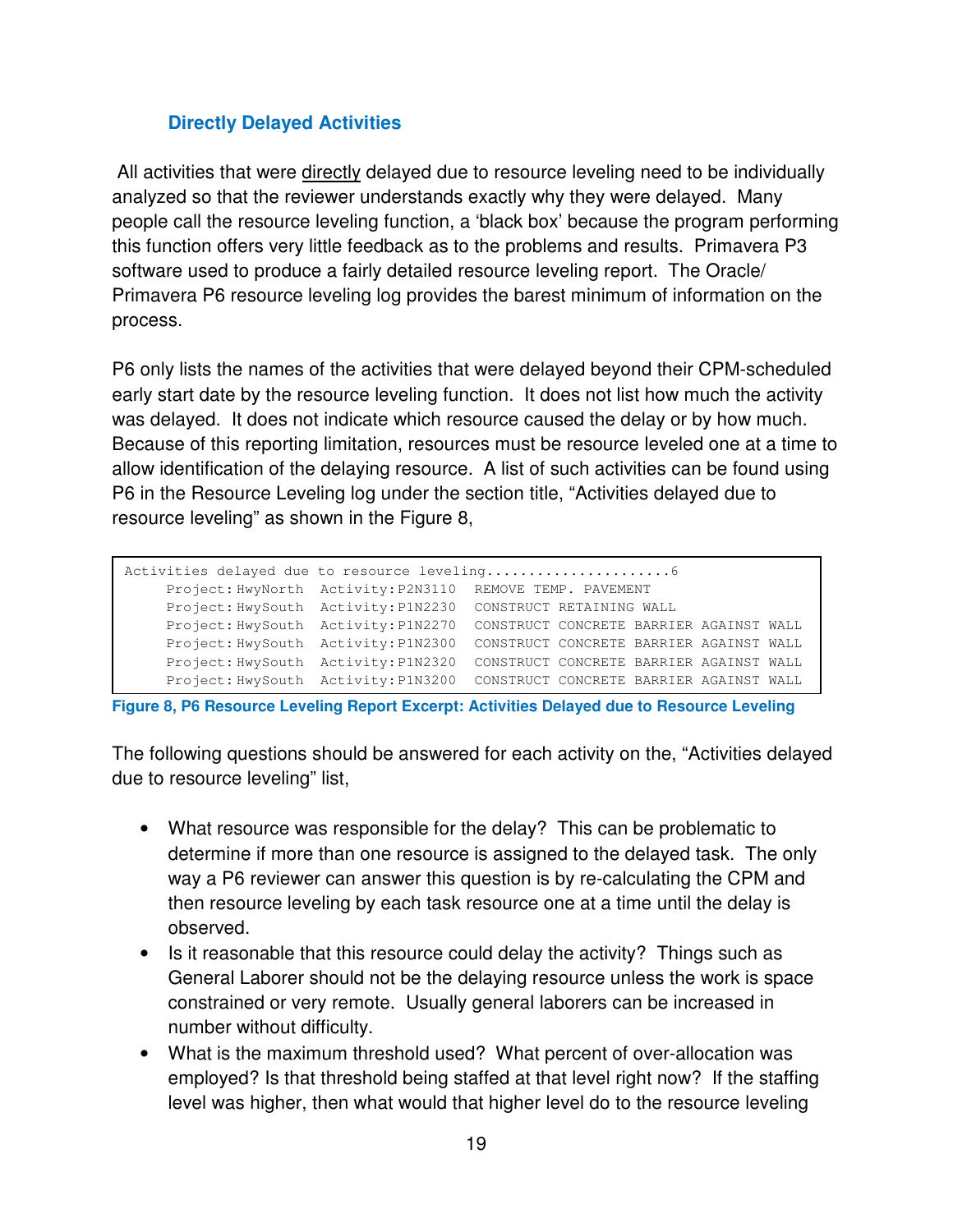### Directly Delayed Activities

All activities that were directly delayed due to resource leveling need to be individually analyzed so that the reviewer understands exactly why they were delayed. Many people call the resource leveling function, a 'black box' because the program performing this function offers very little feedback as to the problems and results. Primavera P3 software used to produce a fairly detailed resource leveling report. The Oracle/ Primavera P6 resource leveling log provides the barest minimum of information on the process.

P6 only lists the names of the activities that were delayed beyond their CPM-scheduled early start date by the resource leveling function. It does not list how much the activity was delayed. It does not indicate which resource caused the delay or by how much. Because of this reporting limitation, resources must be resource leveled one at a time to allow identification of the delaying resource. A list of such activities can be found using P6 in the Resource Leveling log under the section title, "Activities delayed due to resource leveling" as shown in the Figure 8,

```
Activities delayed due to resource leveling......................6
     Project:HwyNorth  Activity:P2N3110  REMOVE TEMP. PAVEMENT
     Project:HwySouth  Activity:P1N2230  CONSTRUCT RETAINING WALL
     Project:HwySouth  Activity:P1N2270  CONSTRUCT CONCRETE BARRIER AGAINST WALL
     Project:HwySouth  Activity:P1N2300  CONSTRUCT CONCRETE BARRIER AGAINST WALL
     Project:HwySouth  Activity:P1N2320  CONSTRUCT CONCRETE BARRIER AGAINST WALL
     Project:HwySouth  Activity:P1N3200  CONSTRUCT CONCRETE BARRIER AGAINST WALL
```

**Figure 8, P6 Resource Leveling Report Excerpt: Activities Delayed due to Resource Leveling**

The following questions should be answered for each activity on the, "Activities delayed due to resource leveling" list,

- What resource was responsible for the delay? This can be problematic to determine if more than one resource is assigned to the delayed task. The only way a P6 reviewer can answer this question is by re-calculating the CPM and then resource leveling by each task resource one at a time until the delay is observed.
- Is it reasonable that this resource could delay the activity? Things such as General Laborer should not be the delaying resource unless the work is space constrained or very remote. Usually general laborers can be increased in number without difficulty.
- What is the maximum threshold used? What percent of over-allocation was employed? Is that threshold being staffed at that level right now? If the staffing level was higher, then what would that higher level do to the resource leveling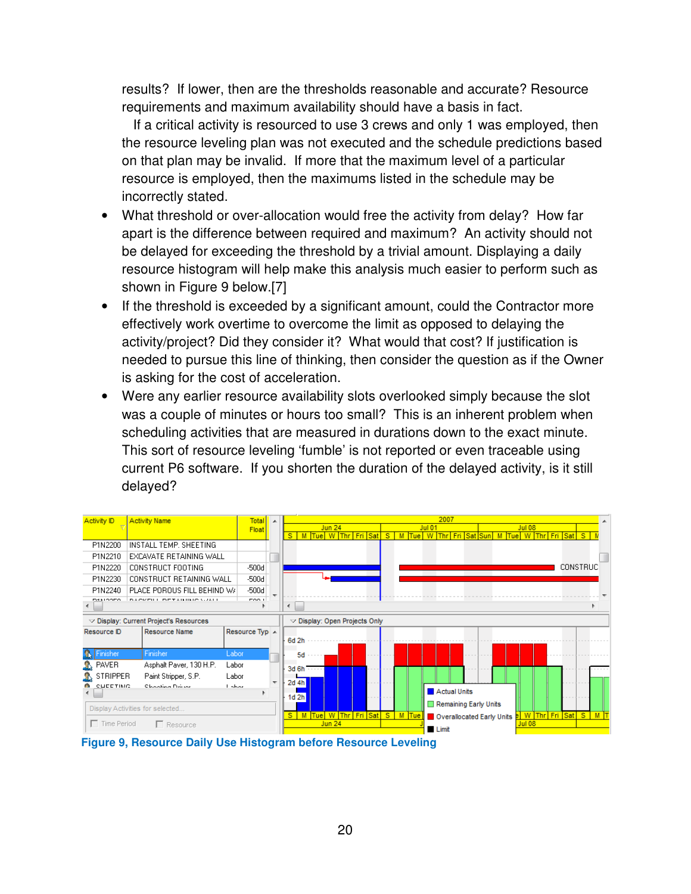results? If lower, then are the thresholds reasonable and accurate? Resource requirements and maximum availability should have a basis in fact.

If a critical activity is resourced to use 3 crews and only 1 was employed, then the resource leveling plan was not executed and the schedule predictions based on that plan may be invalid. If more that the maximum level of a particular resource is employed, then the maximums listed in the schedule may be incorrectly stated.

- What threshold or over-allocation would free the activity from delay? How far apart is the difference between required and maximum? An activity should not be delayed for exceeding the threshold by a trivial amount. Displaying a daily resource histogram will help make this analysis much easier to perform such as shown in Figure 9 below.[7]
- If the threshold is exceeded by a significant amount, could the Contractor more effectively work overtime to overcome the limit as opposed to delaying the activity/project? Did they consider it? What would that cost? If justification is needed to pursue this line of thinking, then consider the question as if the Owner is asking for the cost of acceleration.
- Were any earlier resource availability slots overlooked simply because the slot was a couple of minutes or hours too small? This is an inherent problem when scheduling activities that are measured in durations down to the exact minute. This sort of resource leveling 'fumble' is not reported or even traceable using current P6 software. If you shorten the duration of the delayed activity, is it still delayed?

**Figure 9, Resource Daily Use Histogram before Resource Leveling**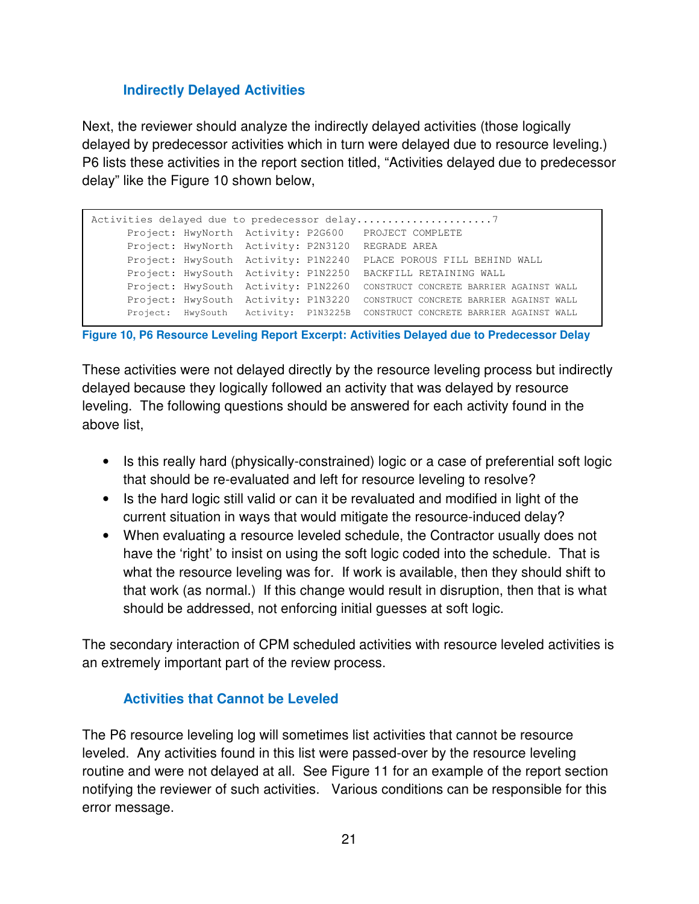### Indirectly Delayed Activities

Next, the reviewer should analyze the indirectly delayed activities (those logically delayed by predecessor activities which in turn were delayed due to resource leveling.) P6 lists these activities in the report section titled, “Activities delayed due to predecessor delay” like the Figure 10 shown below,

```
Activities delayed due to predecessor delay......................7
      Project: HwyNorth  Activity: P2G600   PROJECT COMPLETE
      Project: HwyNorth  Activity: P2N3120  REGRADE AREA
      Project: HwySouth  Activity: P1N2240  PLACE POROUS FILL BEHIND WALL
      Project: HwySouth  Activity: P1N2250  BACKFILL RETAINING WALL
      Project: HwySouth  Activity: P1N2260  CONSTRUCT CONCRETE BARRIER AGAINST WALL
      Project: HwySouth  Activity: P1N3220  CONSTRUCT CONCRETE BARRIER AGAINST WALL
      Project: HwySouth  Activity: P1N3225B CONSTRUCT CONCRETE BARRIER AGAINST WALL
```

**Figure 10, P6 Resource Leveling Report Excerpt: Activities Delayed due to Predecessor Delay**

These activities were not delayed directly by the resource leveling process but indirectly delayed because they logically followed an activity that was delayed by resource leveling. The following questions should be answered for each activity found in the above list,

- Is this really hard (physically-constrained) logic or a case of preferential soft logic that should be re-evaluated and left for resource leveling to resolve?
- Is the hard logic still valid or can it be revaluated and modified in light of the current situation in ways that would mitigate the resource-induced delay?
- When evaluating a resource leveled schedule, the Contractor usually does not have the ‘right’ to insist on using the soft logic coded into the schedule. That is what the resource leveling was for. If work is available, then they should shift to that work (as normal.) If this change would result in disruption, then that is what should be addressed, not enforcing initial guesses at soft logic.

The secondary interaction of CPM scheduled activities with resource leveled activities is an extremely important part of the review process.

### Activities that Cannot be Leveled

The P6 resource leveling log will sometimes list activities that cannot be resource leveled. Any activities found in this list were passed-over by the resource leveling routine and were not delayed at all. See Figure 11 for an example of the report section notifying the reviewer of such activities. Various conditions can be responsible for this error message.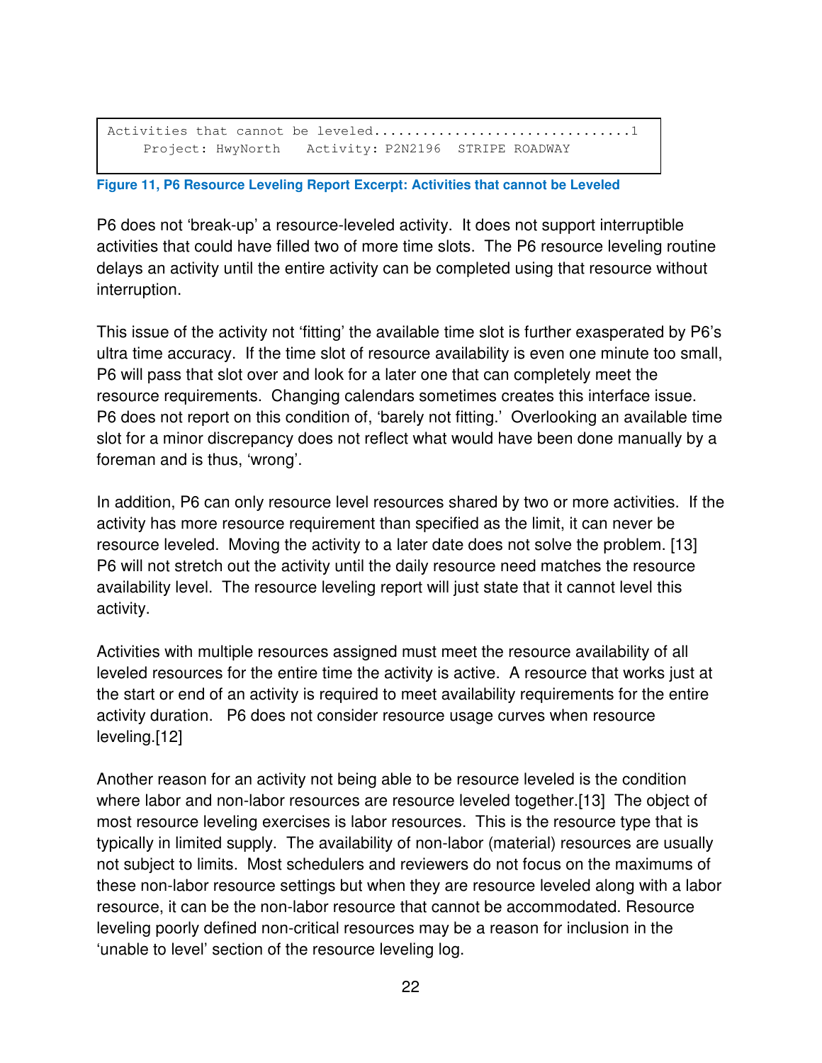```
Activities that cannot be leveled...............................1
    Project: HwyNorth   Activity: P2N2196  STRIPE ROADWAY
```

**Figure 11, P6 Resource Leveling Report Excerpt: Activities that cannot be Leveled**

P6 does not 'break-up' a resource-leveled activity. It does not support interruptible activities that could have filled two of more time slots. The P6 resource leveling routine delays an activity until the entire activity can be completed using that resource without interruption.

This issue of the activity not 'fitting' the available time slot is further exasperated by P6's ultra time accuracy. If the time slot of resource availability is even one minute too small, P6 will pass that slot over and look for a later one that can completely meet the resource requirements. Changing calendars sometimes creates this interface issue. P6 does not report on this condition of, 'barely not fitting.' Overlooking an available time slot for a minor discrepancy does not reflect what would have been done manually by a foreman and is thus, 'wrong'.

In addition, P6 can only resource level resources shared by two or more activities. If the activity has more resource requirement than specified as the limit, it can never be resource leveled. Moving the activity to a later date does not solve the problem. [13] P6 will not stretch out the activity until the daily resource need matches the resource availability level. The resource leveling report will just state that it cannot level this activity.

Activities with multiple resources assigned must meet the resource availability of all leveled resources for the entire time the activity is active. A resource that works just at the start or end of an activity is required to meet availability requirements for the entire activity duration. P6 does not consider resource usage curves when resource leveling.[12]

Another reason for an activity not being able to be resource leveled is the condition where labor and non-labor resources are resource leveled together.[13] The object of most resource leveling exercises is labor resources. This is the resource type that is typically in limited supply. The availability of non-labor (material) resources are usually not subject to limits. Most schedulers and reviewers do not focus on the maximums of these non-labor resource settings but when they are resource leveled along with a labor resource, it can be the non-labor resource that cannot be accommodated. Resource leveling poorly defined non-critical resources may be a reason for inclusion in the 'unable to level' section of the resource leveling log.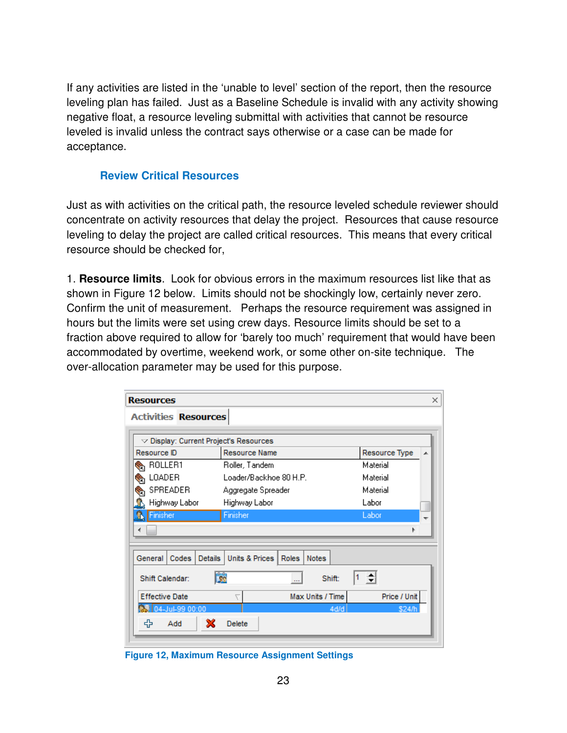If any activities are listed in the 'unable to level' section of the report, then the resource leveling plan has failed. Just as a Baseline Schedule is invalid with any activity showing negative float, a resource leveling submittal with activities that cannot be resource leveled is invalid unless the contract says otherwise or a case can be made for acceptance.

## Review Critical Resources

Just as with activities on the critical path, the resource leveled schedule reviewer should concentrate on activity resources that delay the project. Resources that cause resource leveling to delay the project are called critical resources. This means that every critical resource should be checked for,

1. **Resource limits**. Look for obvious errors in the maximum resources list like that as shown in Figure 12 below. Limits should not be shockingly low, certainly never zero. Confirm the unit of measurement. Perhaps the resource requirement was assigned in hours but the limits were set using crew days. Resource limits should be set to a fraction above required to allow for 'barely too much' requirement that would have been accommodated by overtime, weekend work, or some other on-site technique. The over-allocation parameter may be used for this purpose.

Figure 12, Maximum Resource Assignment Settings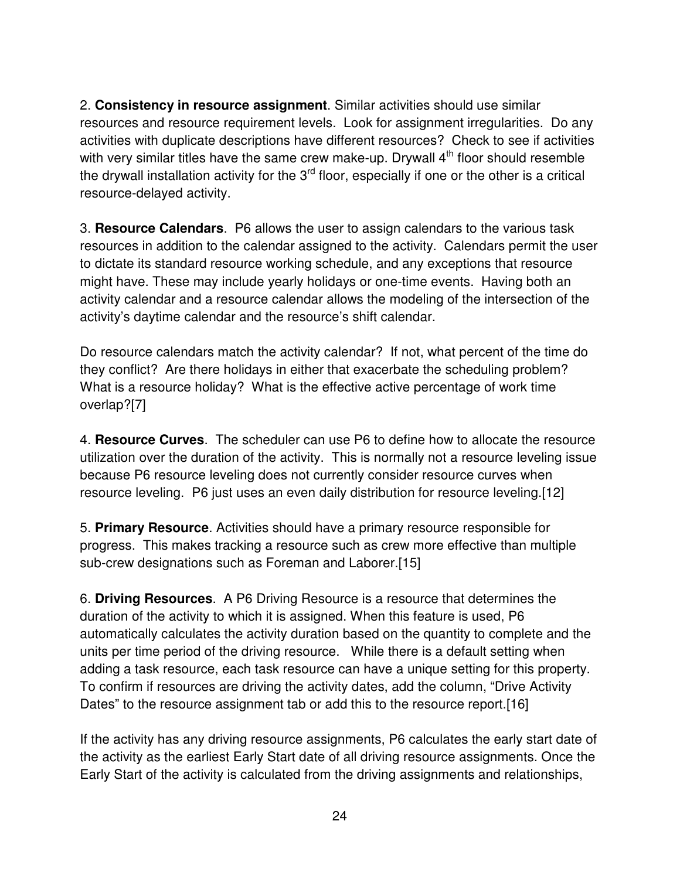2. **Consistency in resource assignment**. Similar activities should use similar resources and resource requirement levels. Look for assignment irregularities. Do any activities with duplicate descriptions have different resources? Check to see if activities with very similar titles have the same crew make-up. Drywall 4th floor should resemble the drywall installation activity for the 3rd floor, especially if one or the other is a critical resource-delayed activity.

3. **Resource Calendars**. P6 allows the user to assign calendars to the various task resources in addition to the calendar assigned to the activity. Calendars permit the user to dictate its standard resource working schedule, and any exceptions that resource might have. These may include yearly holidays or one-time events. Having both an activity calendar and a resource calendar allows the modeling of the intersection of the activity's daytime calendar and the resource's shift calendar.

Do resource calendars match the activity calendar? If not, what percent of the time do they conflict? Are there holidays in either that exacerbate the scheduling problem? What is a resource holiday? What is the effective active percentage of work time overlap?[7]

4. **Resource Curves**. The scheduler can use P6 to define how to allocate the resource utilization over the duration of the activity. This is normally not a resource leveling issue because P6 resource leveling does not currently consider resource curves when resource leveling. P6 just uses an even daily distribution for resource leveling.[12]

5. **Primary Resource**. Activities should have a primary resource responsible for progress. This makes tracking a resource such as crew more effective than multiple sub-crew designations such as Foreman and Laborer.[15]

6. **Driving Resources**. A P6 Driving Resource is a resource that determines the duration of the activity to which it is assigned. When this feature is used, P6 automatically calculates the activity duration based on the quantity to complete and the units per time period of the driving resource. While there is a default setting when adding a task resource, each task resource can have a unique setting for this property. To confirm if resources are driving the activity dates, add the column, "Drive Activity Dates" to the resource assignment tab or add this to the resource report.[16]

If the activity has any driving resource assignments, P6 calculates the early start date of the activity as the earliest Early Start date of all driving resource assignments. Once the Early Start of the activity is calculated from the driving assignments and relationships,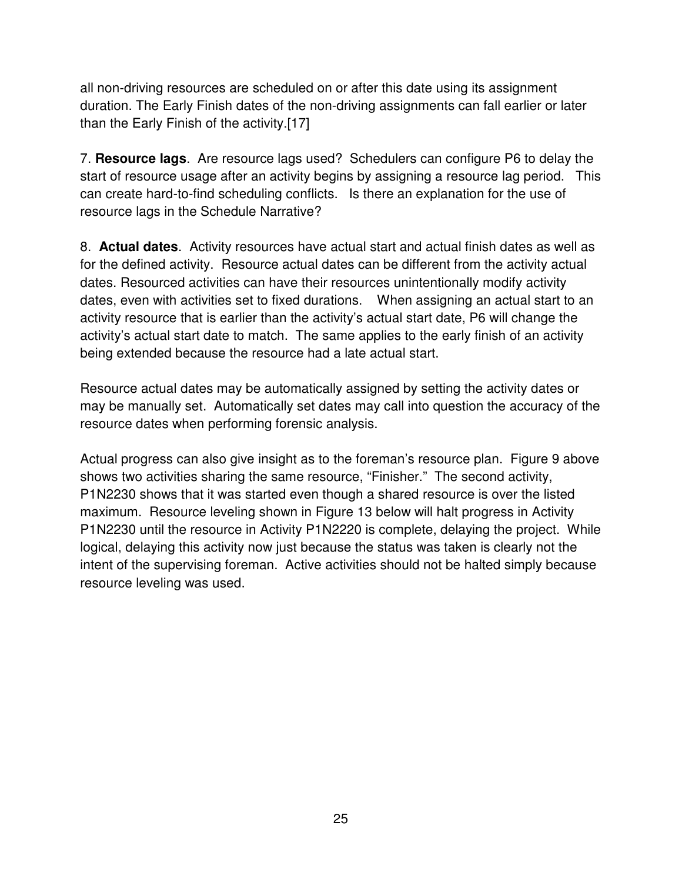all non-driving resources are scheduled on or after this date using its assignment duration. The Early Finish dates of the non-driving assignments can fall earlier or later than the Early Finish of the activity.[17]

7. **Resource lags**. Are resource lags used? Schedulers can configure P6 to delay the start of resource usage after an activity begins by assigning a resource lag period. This can create hard-to-find scheduling conflicts. Is there an explanation for the use of resource lags in the Schedule Narrative?

8. **Actual dates**. Activity resources have actual start and actual finish dates as well as for the defined activity. Resource actual dates can be different from the activity actual dates. Resourced activities can have their resources unintentionally modify activity dates, even with activities set to fixed durations. When assigning an actual start to an activity resource that is earlier than the activity's actual start date, P6 will change the activity's actual start date to match. The same applies to the early finish of an activity being extended because the resource had a late actual start.

Resource actual dates may be automatically assigned by setting the activity dates or may be manually set. Automatically set dates may call into question the accuracy of the resource dates when performing forensic analysis.

Actual progress can also give insight as to the foreman's resource plan. Figure 9 above shows two activities sharing the same resource, "Finisher." The second activity, P1N2230 shows that it was started even though a shared resource is over the listed maximum. Resource leveling shown in Figure 13 below will halt progress in Activity P1N2230 until the resource in Activity P1N2220 is complete, delaying the project. While logical, delaying this activity now just because the status was taken is clearly not the intent of the supervising foreman. Active activities should not be halted simply because resource leveling was used.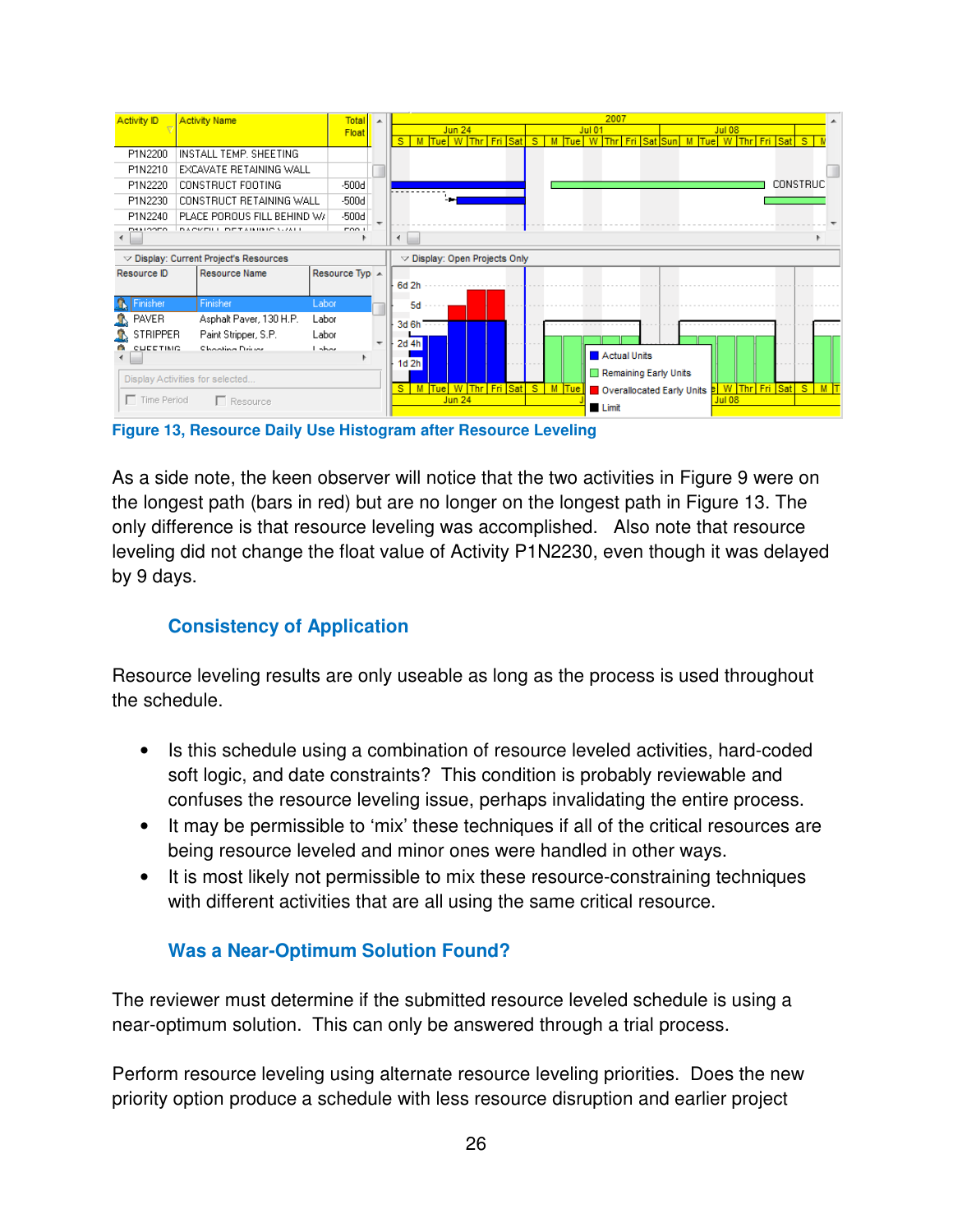**Figure 13, Resource Daily Use Histogram after Resource Leveling**

As a side note, the keen observer will notice that the two activities in Figure 9 were on the longest path (bars in red) but are no longer on the longest path in Figure 13. The only difference is that resource leveling was accomplished. Also note that resource leveling did not change the float value of Activity P1N2230, even though it was delayed by 9 days.

### Consistency of Application

Resource leveling results are only useable as long as the process is used throughout the schedule.

- Is this schedule using a combination of resource leveled activities, hard-coded soft logic, and date constraints? This condition is probably reviewable and confuses the resource leveling issue, perhaps invalidating the entire process.
- It may be permissible to 'mix' these techniques if all of the critical resources are being resource leveled and minor ones were handled in other ways.
- It is most likely not permissible to mix these resource-constraining techniques with different activities that are all using the same critical resource.

### Was a Near-Optimum Solution Found?

The reviewer must determine if the submitted resource leveled schedule is using a near-optimum solution. This can only be answered through a trial process.

Perform resource leveling using alternate resource leveling priorities. Does the new priority option produce a schedule with less resource disruption and earlier project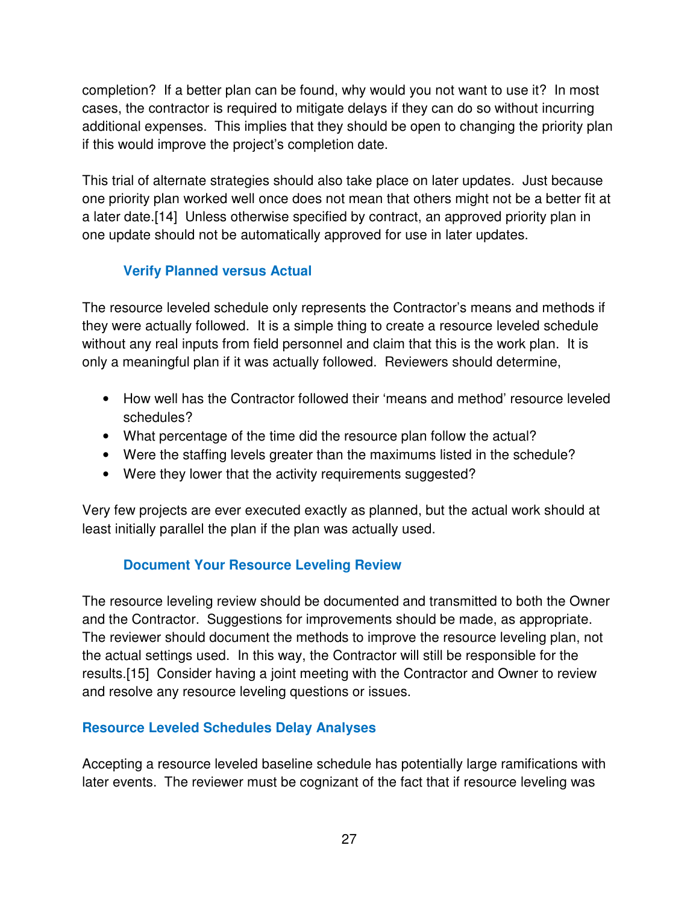completion? If a better plan can be found, why would you not want to use it? In most cases, the contractor is required to mitigate delays if they can do so without incurring additional expenses. This implies that they should be open to changing the priority plan if this would improve the project's completion date.

This trial of alternate strategies should also take place on later updates. Just because one priority plan worked well once does not mean that others might not be a better fit at a later date.[14] Unless otherwise specified by contract, an approved priority plan in one update should not be automatically approved for use in later updates.

### Verify Planned versus Actual

The resource leveled schedule only represents the Contractor's means and methods if they were actually followed. It is a simple thing to create a resource leveled schedule without any real inputs from field personnel and claim that this is the work plan. It is only a meaningful plan if it was actually followed. Reviewers should determine,

- How well has the Contractor followed their 'means and method' resource leveled schedules?
- What percentage of the time did the resource plan follow the actual?
- Were the staffing levels greater than the maximums listed in the schedule?
- Were they lower that the activity requirements suggested?

Very few projects are ever executed exactly as planned, but the actual work should at least initially parallel the plan if the plan was actually used.

### Document Your Resource Leveling Review

The resource leveling review should be documented and transmitted to both the Owner and the Contractor. Suggestions for improvements should be made, as appropriate. The reviewer should document the methods to improve the resource leveling plan, not the actual settings used. In this way, the Contractor will still be responsible for the results.[15] Consider having a joint meeting with the Contractor and Owner to review and resolve any resource leveling questions or issues.

## Resource Leveled Schedules Delay Analyses

Accepting a resource leveled baseline schedule has potentially large ramifications with later events. The reviewer must be cognizant of the fact that if resource leveling was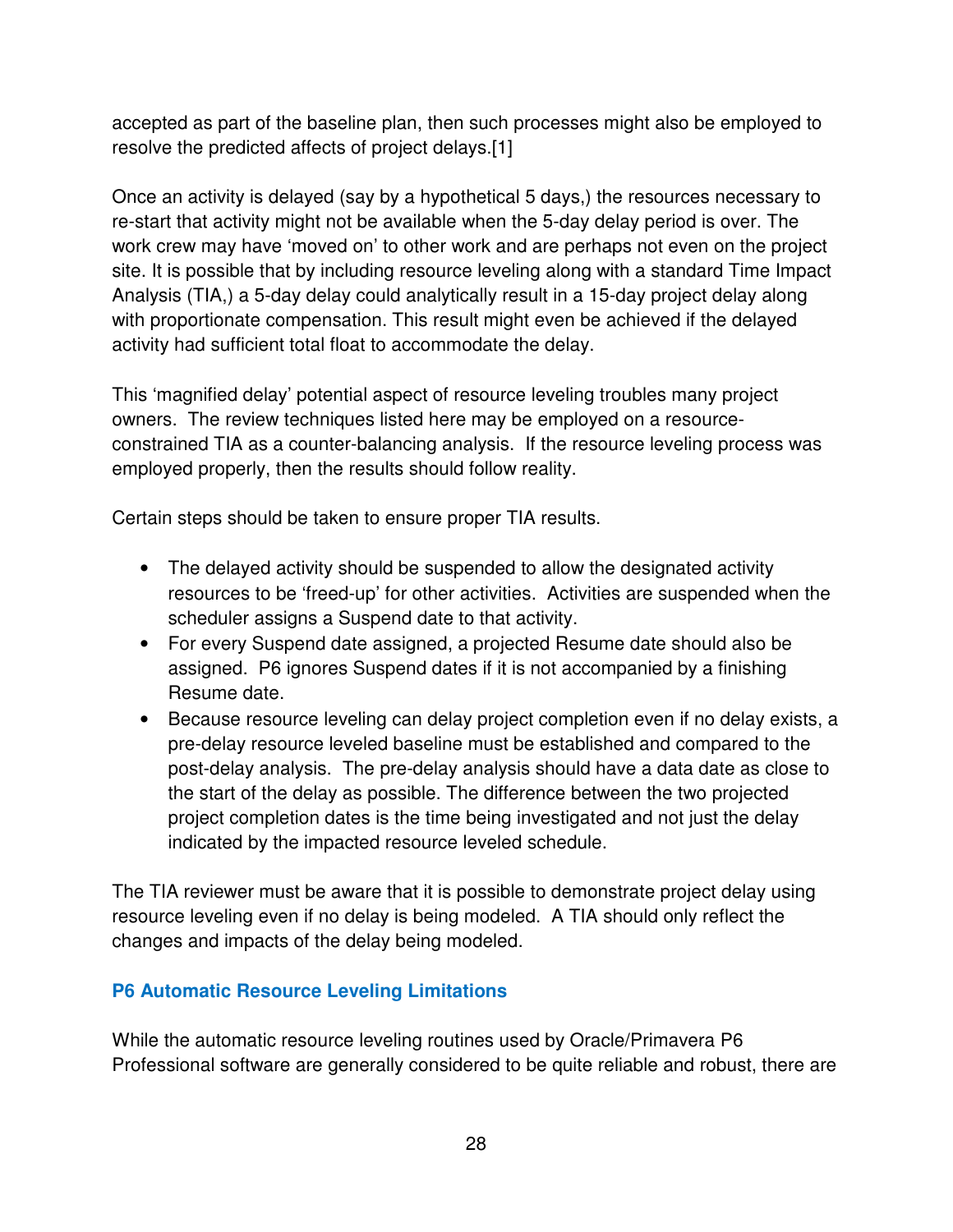accepted as part of the baseline plan, then such processes might also be employed to resolve the predicted affects of project delays.[1]

Once an activity is delayed (say by a hypothetical 5 days,) the resources necessary to re-start that activity might not be available when the 5-day delay period is over. The work crew may have 'moved on' to other work and are perhaps not even on the project site. It is possible that by including resource leveling along with a standard Time Impact Analysis (TIA,) a 5-day delay could analytically result in a 15-day project delay along with proportionate compensation. This result might even be achieved if the delayed activity had sufficient total float to accommodate the delay.

This 'magnified delay' potential aspect of resource leveling troubles many project owners. The review techniques listed here may be employed on a resource-constrained TIA as a counter-balancing analysis. If the resource leveling process was employed properly, then the results should follow reality.

Certain steps should be taken to ensure proper TIA results.

- The delayed activity should be suspended to allow the designated activity resources to be 'freed-up' for other activities. Activities are suspended when the scheduler assigns a Suspend date to that activity.
- For every Suspend date assigned, a projected Resume date should also be assigned. P6 ignores Suspend dates if it is not accompanied by a finishing Resume date.
- Because resource leveling can delay project completion even if no delay exists, a pre-delay resource leveled baseline must be established and compared to the post-delay analysis. The pre-delay analysis should have a data date as close to the start of the delay as possible. The difference between the two projected project completion dates is the time being investigated and not just the delay indicated by the impacted resource leveled schedule.

The TIA reviewer must be aware that it is possible to demonstrate project delay using resource leveling even if no delay is being modeled. A TIA should only reflect the changes and impacts of the delay being modeled.

### P6 Automatic Resource Leveling Limitations

While the automatic resource leveling routines used by Oracle/Primavera P6 Professional software are generally considered to be quite reliable and robust, there are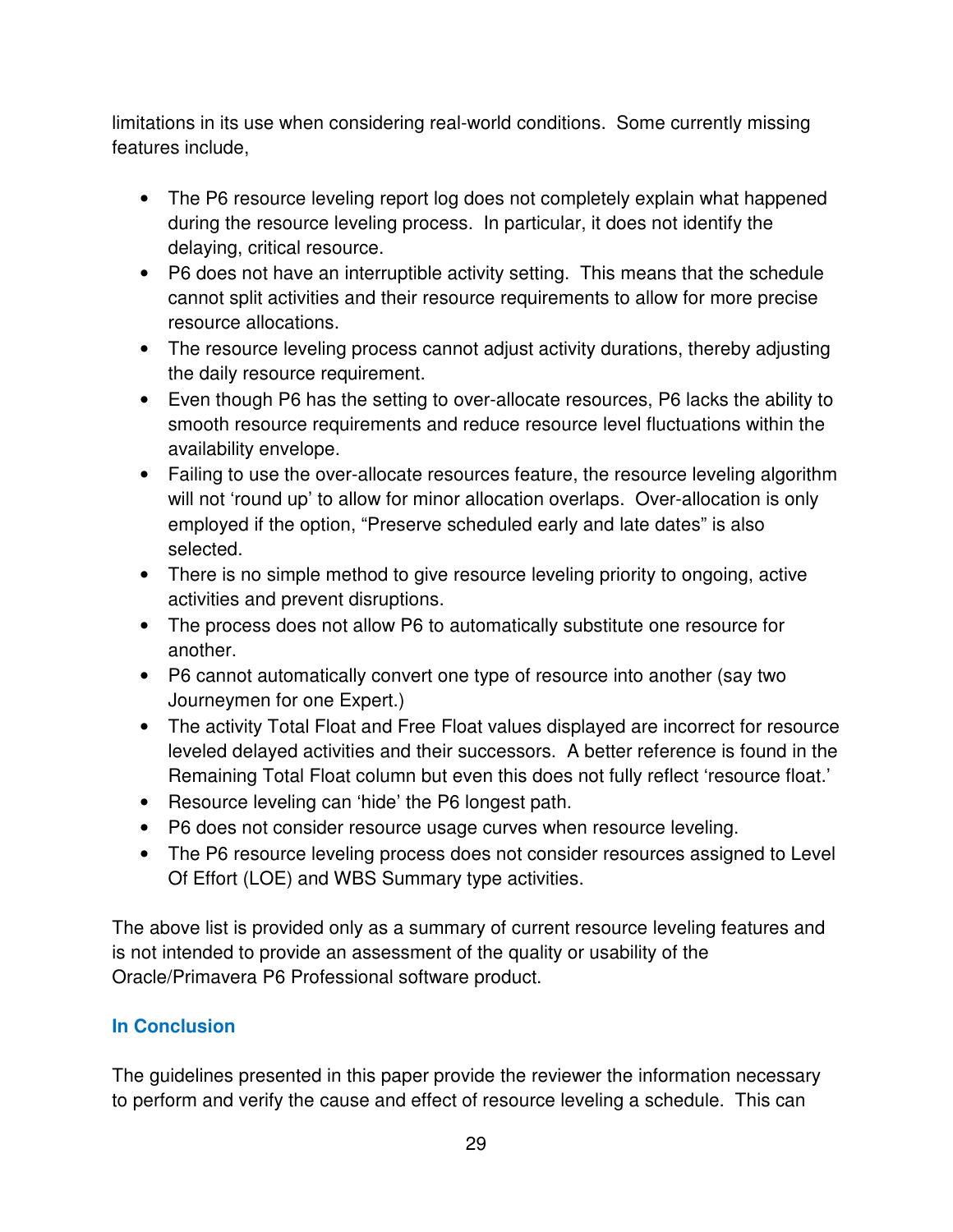limitations in its use when considering real-world conditions. Some currently missing features include,

- The P6 resource leveling report log does not completely explain what happened during the resource leveling process. In particular, it does not identify the delaying, critical resource.
- P6 does not have an interruptible activity setting. This means that the schedule cannot split activities and their resource requirements to allow for more precise resource allocations.
- The resource leveling process cannot adjust activity durations, thereby adjusting the daily resource requirement.
- Even though P6 has the setting to over-allocate resources, P6 lacks the ability to smooth resource requirements and reduce resource level fluctuations within the availability envelope.
- Failing to use the over-allocate resources feature, the resource leveling algorithm will not 'round up' to allow for minor allocation overlaps. Over-allocation is only employed if the option, "Preserve scheduled early and late dates" is also selected.
- There is no simple method to give resource leveling priority to ongoing, active activities and prevent disruptions.
- The process does not allow P6 to automatically substitute one resource for another.
- P6 cannot automatically convert one type of resource into another (say two Journeymen for one Expert.)
- The activity Total Float and Free Float values displayed are incorrect for resource leveled delayed activities and their successors. A better reference is found in the Remaining Total Float column but even this does not fully reflect 'resource float.'
- Resource leveling can 'hide' the P6 longest path.
- P6 does not consider resource usage curves when resource leveling.
- The P6 resource leveling process does not consider resources assigned to Level Of Effort (LOE) and WBS Summary type activities.

The above list is provided only as a summary of current resource leveling features and is not intended to provide an assessment of the quality or usability of the Oracle/Primavera P6 Professional software product.

## In Conclusion

The guidelines presented in this paper provide the reviewer the information necessary to perform and verify the cause and effect of resource leveling a schedule. This can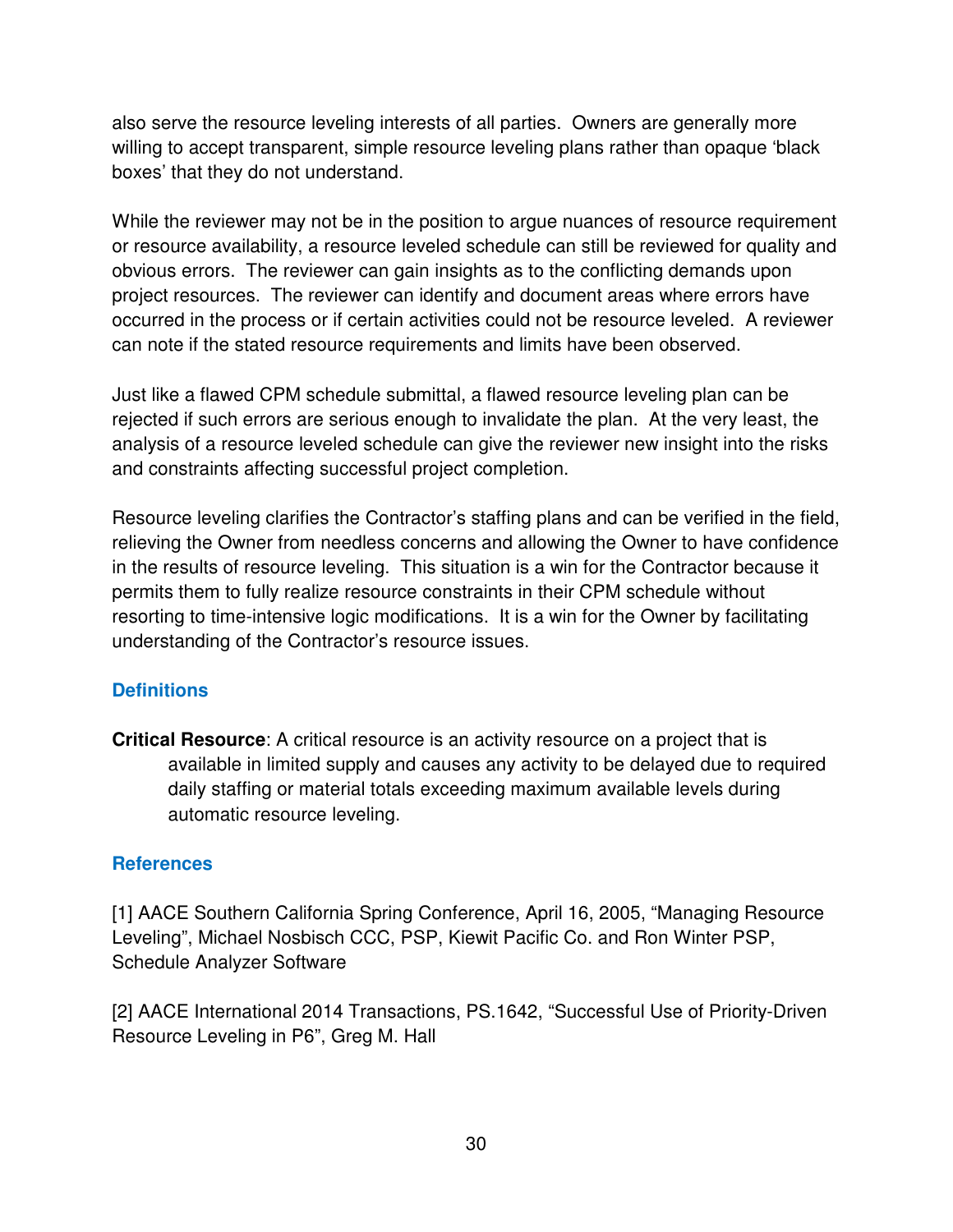also serve the resource leveling interests of all parties. Owners are generally more willing to accept transparent, simple resource leveling plans rather than opaque 'black boxes' that they do not understand.

While the reviewer may not be in the position to argue nuances of resource requirement or resource availability, a resource leveled schedule can still be reviewed for quality and obvious errors. The reviewer can gain insights as to the conflicting demands upon project resources. The reviewer can identify and document areas where errors have occurred in the process or if certain activities could not be resource leveled. A reviewer can note if the stated resource requirements and limits have been observed.

Just like a flawed CPM schedule submittal, a flawed resource leveling plan can be rejected if such errors are serious enough to invalidate the plan. At the very least, the analysis of a resource leveled schedule can give the reviewer new insight into the risks and constraints affecting successful project completion.

Resource leveling clarifies the Contractor's staffing plans and can be verified in the field, relieving the Owner from needless concerns and allowing the Owner to have confidence in the results of resource leveling. This situation is a win for the Contractor because it permits them to fully realize resource constraints in their CPM schedule without resorting to time-intensive logic modifications. It is a win for the Owner by facilitating understanding of the Contractor's resource issues.

## Definitions

**Critical Resource**: A critical resource is an activity resource on a project that is available in limited supply and causes any activity to be delayed due to required daily staffing or material totals exceeding maximum available levels during automatic resource leveling.

## References

[1] AACE Southern California Spring Conference, April 16, 2005, "Managing Resource Leveling", Michael Nosbisch CCC, PSP, Kiewit Pacific Co. and Ron Winter PSP, Schedule Analyzer Software

[2] AACE International 2014 Transactions, PS.1642, "Successful Use of Priority-Driven Resource Leveling in P6", Greg M. Hall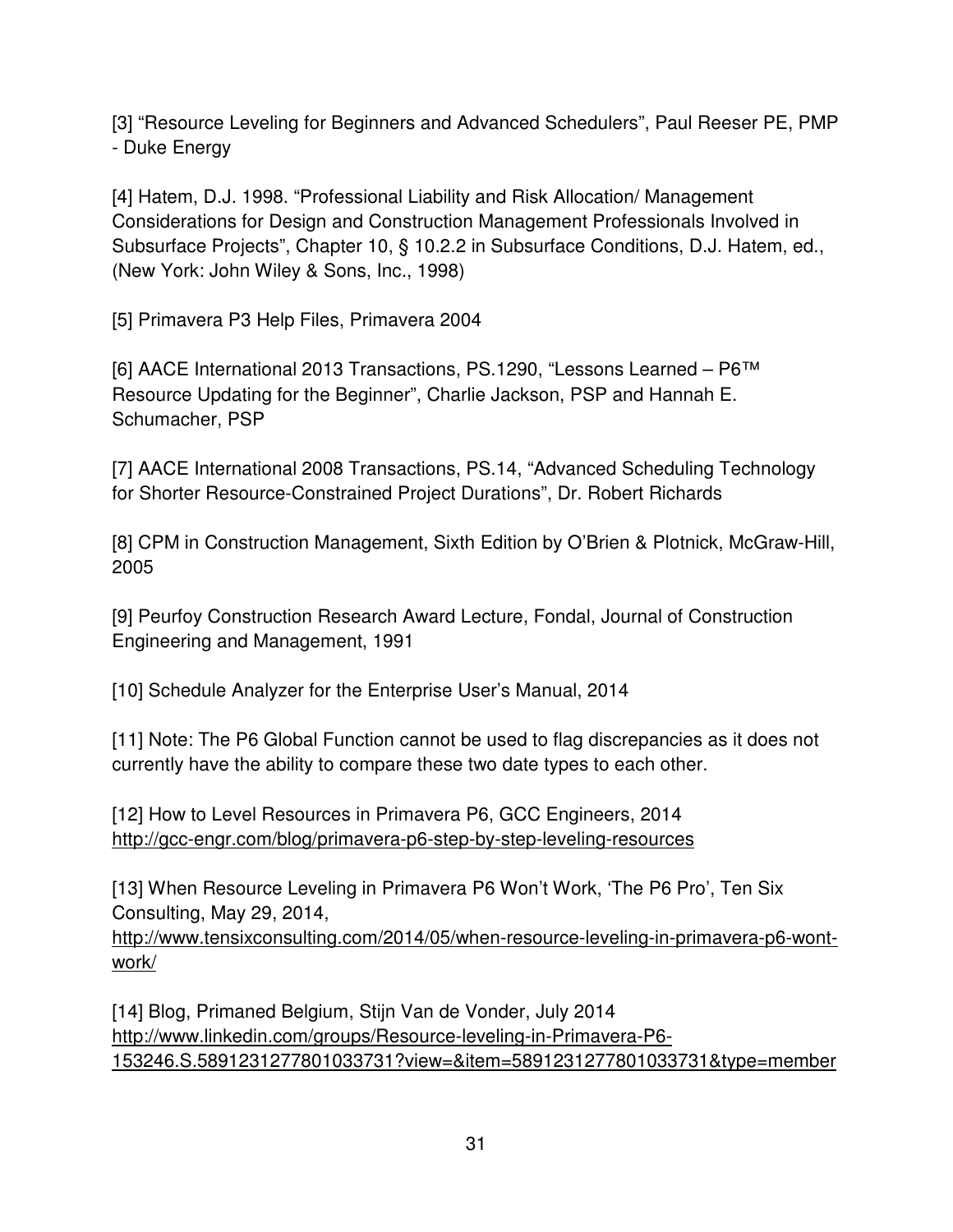[3] “Resource Leveling for Beginners and Advanced Schedulers”, Paul Reeser PE, PMP - Duke Energy

[4] Hatem, D.J. 1998. “Professional Liability and Risk Allocation/ Management Considerations for Design and Construction Management Professionals Involved in Subsurface Projects”, Chapter 10, § 10.2.2 in Subsurface Conditions, D.J. Hatem, ed., (New York: John Wiley & Sons, Inc., 1998)

[5] Primavera P3 Help Files, Primavera 2004

[6] AACE International 2013 Transactions, PS.1290, “Lessons Learned – P6™ Resource Updating for the Beginner”, Charlie Jackson, PSP and Hannah E. Schumacher, PSP

[7] AACE International 2008 Transactions, PS.14, “Advanced Scheduling Technology for Shorter Resource-Constrained Project Durations”, Dr. Robert Richards

[8] CPM in Construction Management, Sixth Edition by O’Brien & Plotnick, McGraw-Hill, 2005

[9] Peurfoy Construction Research Award Lecture, Fondal, Journal of Construction Engineering and Management, 1991

[10] Schedule Analyzer for the Enterprise User’s Manual, 2014

[11] Note: The P6 Global Function cannot be used to flag discrepancies as it does not currently have the ability to compare these two date types to each other.

[12] How to Level Resources in Primavera P6, GCC Engineers, 2014 http://gcc-engr.com/blog/primavera-p6-step-by-step-leveling-resources

[13] When Resource Leveling in Primavera P6 Won’t Work, ‘The P6 Pro’, Ten Six Consulting, May 29, 2014, http://www.tensixconsulting.com/2014/05/when-resource-leveling-in-primavera-p6-wont-work/

[14] Blog, Primaned Belgium, Stijn Van de Vonder, July 2014 http://www.linkedin.com/groups/Resource-leveling-in-Primavera-P6-153246.S.5891231277801033731?view=&item=5891231277801033731&type=member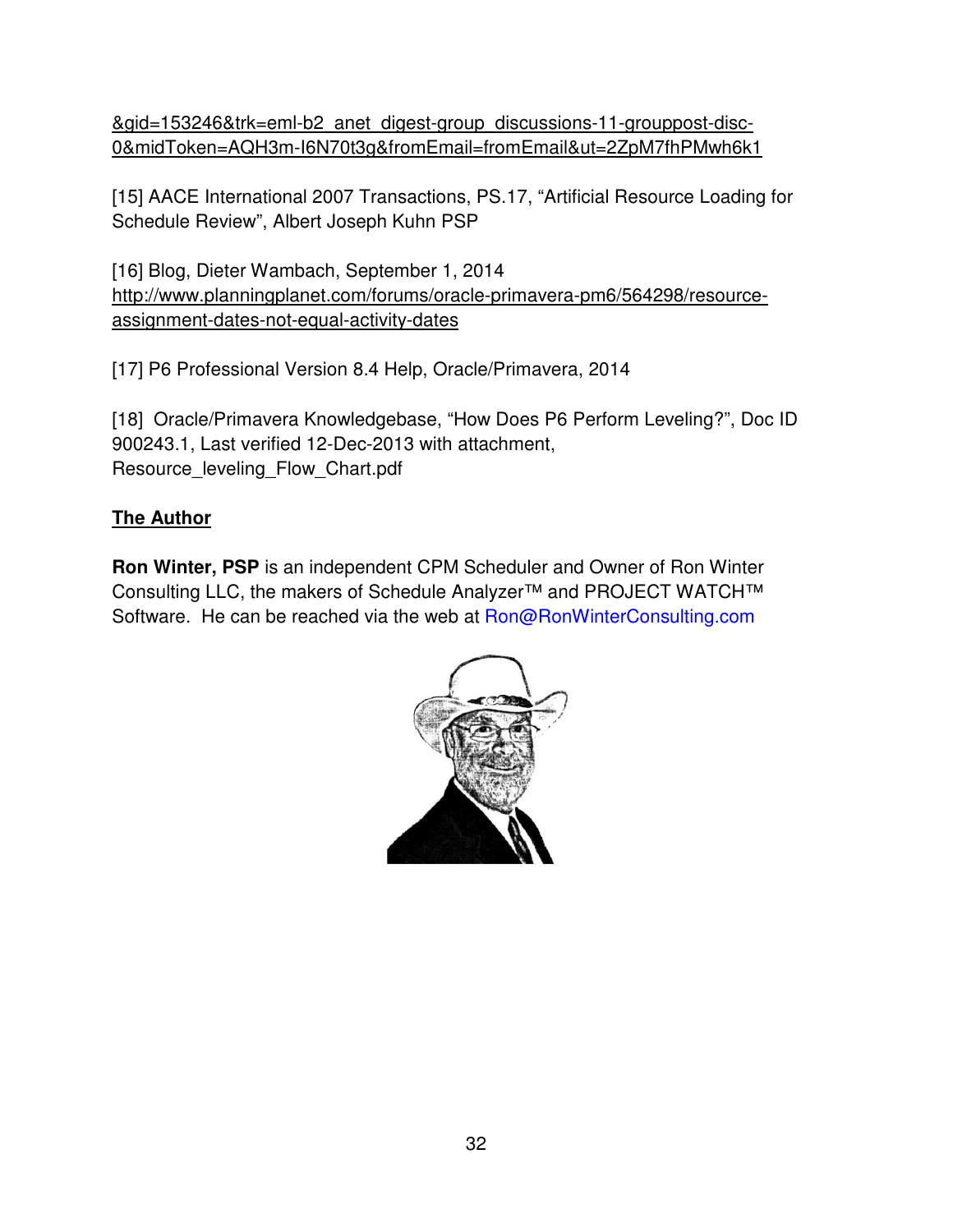&gid=153246&trk=eml-b2_anet_digest-group_discussions-11-grouppost-disc-0&midToken=AQH3m-I6N70t3g&fromEmail=fromEmail&ut=2ZpM7fhPMwh6k1

[15] AACE International 2007 Transactions, PS.17, "Artificial Resource Loading for Schedule Review", Albert Joseph Kuhn PSP

[16] Blog, Dieter Wambach, September 1, 2014 http://www.planningplanet.com/forums/oracle-primavera-pm6/564298/resource-assignment-dates-not-equal-activity-dates

[17] P6 Professional Version 8.4 Help, Oracle/Primavera, 2014

[18] Oracle/Primavera Knowledgebase, "How Does P6 Perform Leveling?", Doc ID 900243.1, Last verified 12-Dec-2013 with attachment, Resource_leveling_Flow_Chart.pdf

## The Author

**Ron Winter, PSP** is an independent CPM Scheduler and Owner of Ron Winter Consulting LLC, the makers of Schedule Analyzer™ and PROJECT WATCH™ Software. He can be reached via the web at Ron@RonWinterConsulting.com